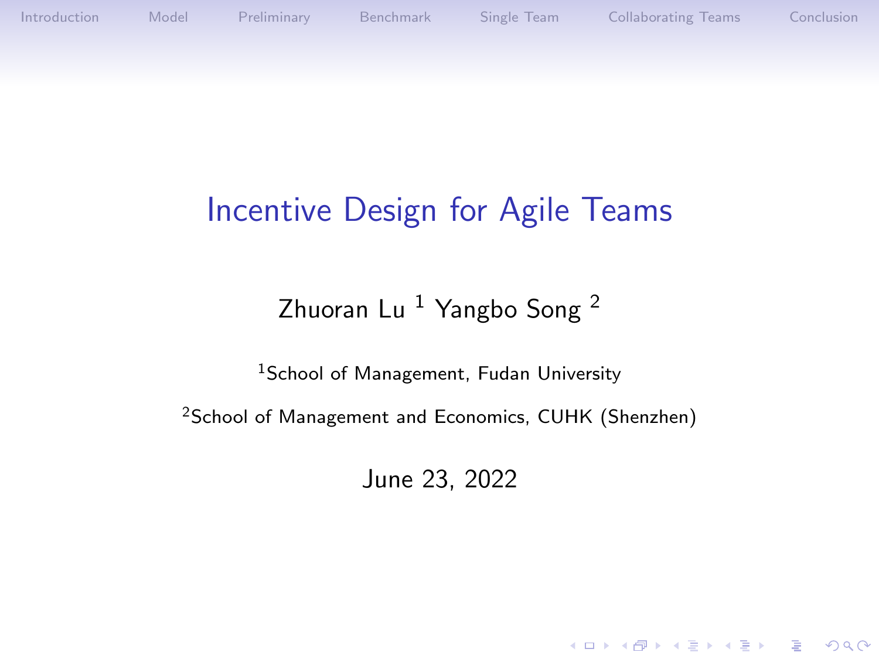# Incentive Design for Agile Teams

Zhuoran Lu [1] Yangbo Song [2]

[1]School of Management, Fudan University

[2]School of Management and Economics, CUHK (Shenzhen)

June 23, 2022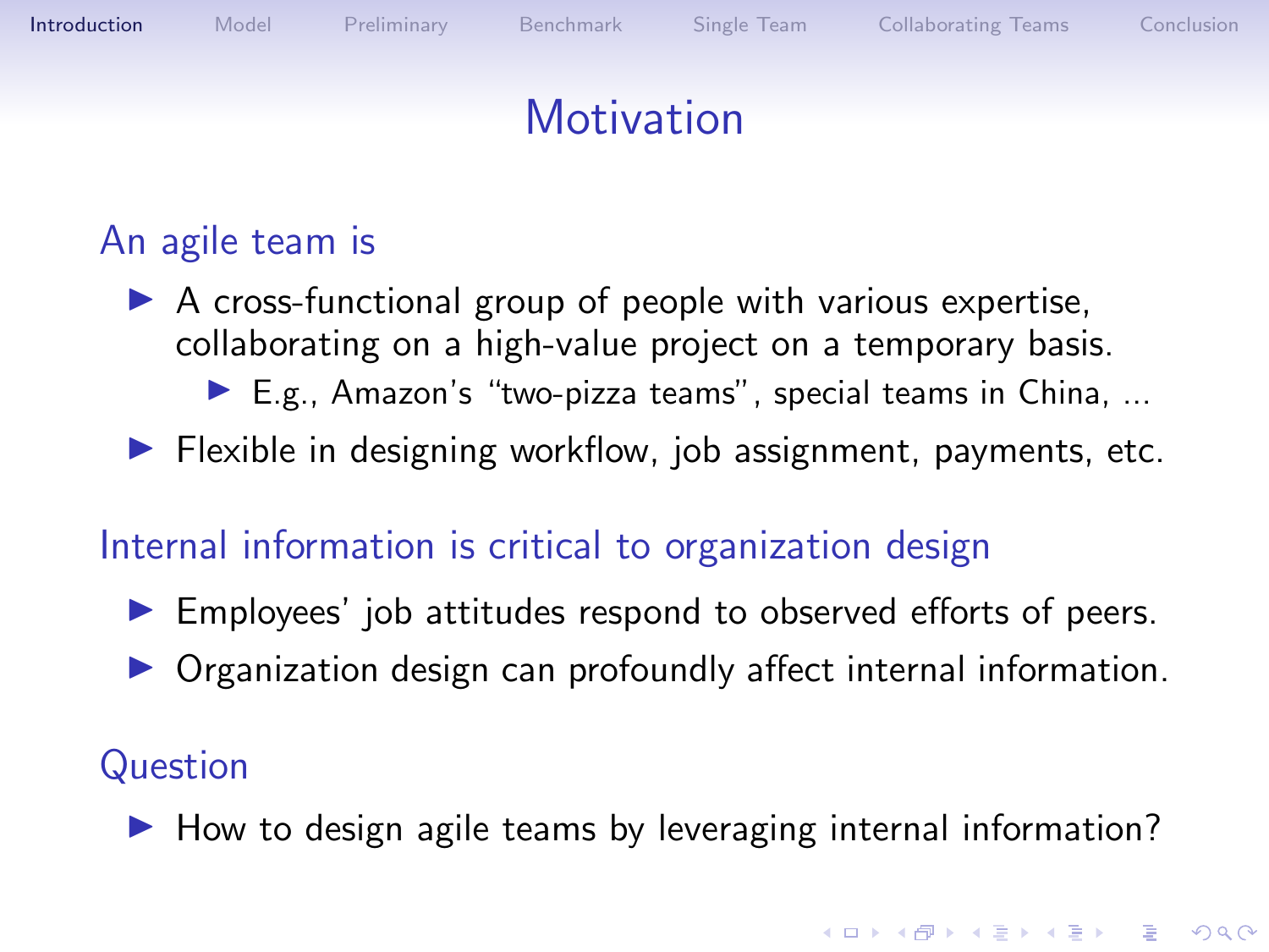# Motivation

## An agile team is

- A cross-functional group of people with various expertise, collaborating on a high-value project on a temporary basis.
  - E.g., Amazon's "two-pizza teams", special teams in China, ...
- Flexible in designing workflow, job assignment, payments, etc.

## Internal information is critical to organization design

- Employees' job attitudes respond to observed efforts of peers.
- Organization design can profoundly affect internal information.

## Question

- How to design agile teams by leveraging internal information?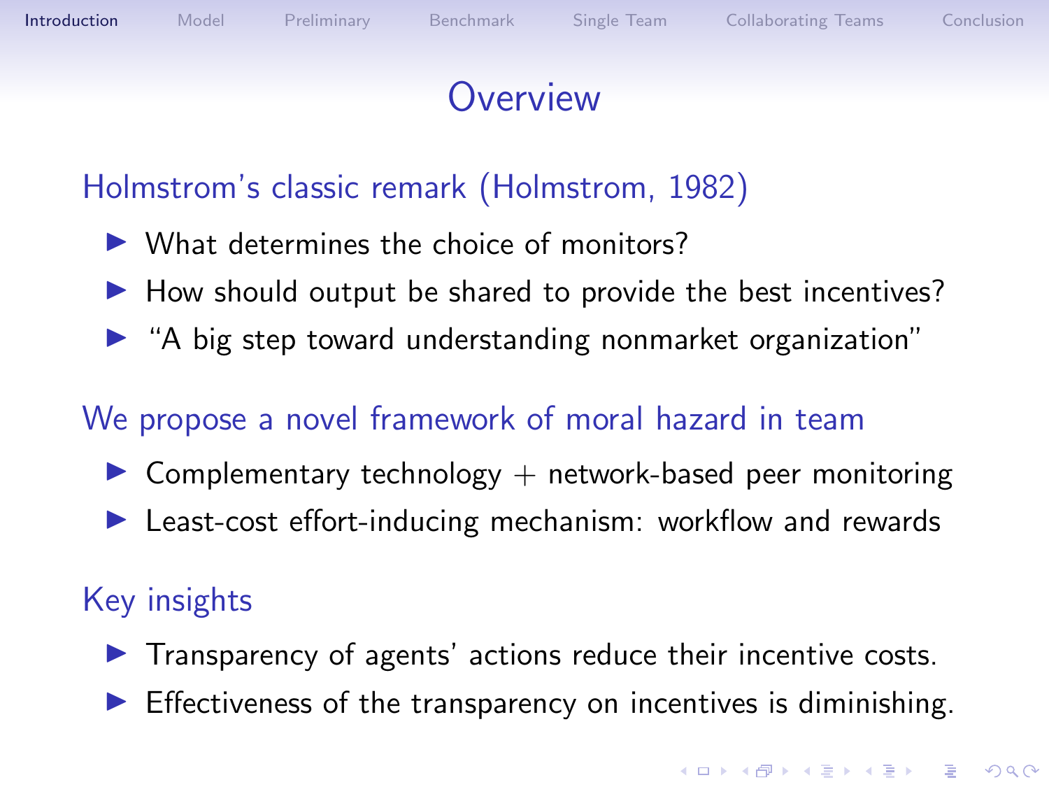# Overview

## Holmstrom's classic remark (Holmstrom, 1982)

- What determines the choice of monitors?
- How should output be shared to provide the best incentives?
- "A big step toward understanding nonmarket organization"

## We propose a novel framework of moral hazard in team

- Complementary technology + network-based peer monitoring
- Least-cost effort-inducing mechanism: workflow and rewards

## Key insights

- Transparency of agents' actions reduce their incentive costs.
- Effectiveness of the transparency on incentives is diminishing.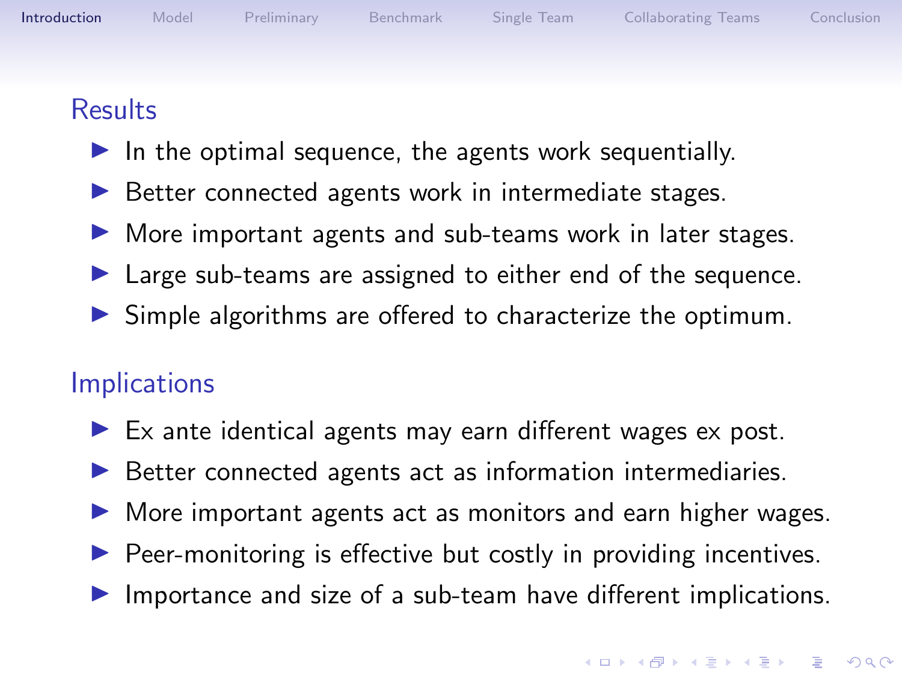## Results

- In the optimal sequence, the agents work sequentially.
- Better connected agents work in intermediate stages.
- More important agents and sub-teams work in later stages.
- Large sub-teams are assigned to either end of the sequence.
- Simple algorithms are offered to characterize the optimum.

## Implications

- Ex ante identical agents may earn different wages ex post.
- Better connected agents act as information intermediaries.
- More important agents act as monitors and earn higher wages.
- Peer-monitoring is effective but costly in providing incentives.
- Importance and size of a sub-team have different implications.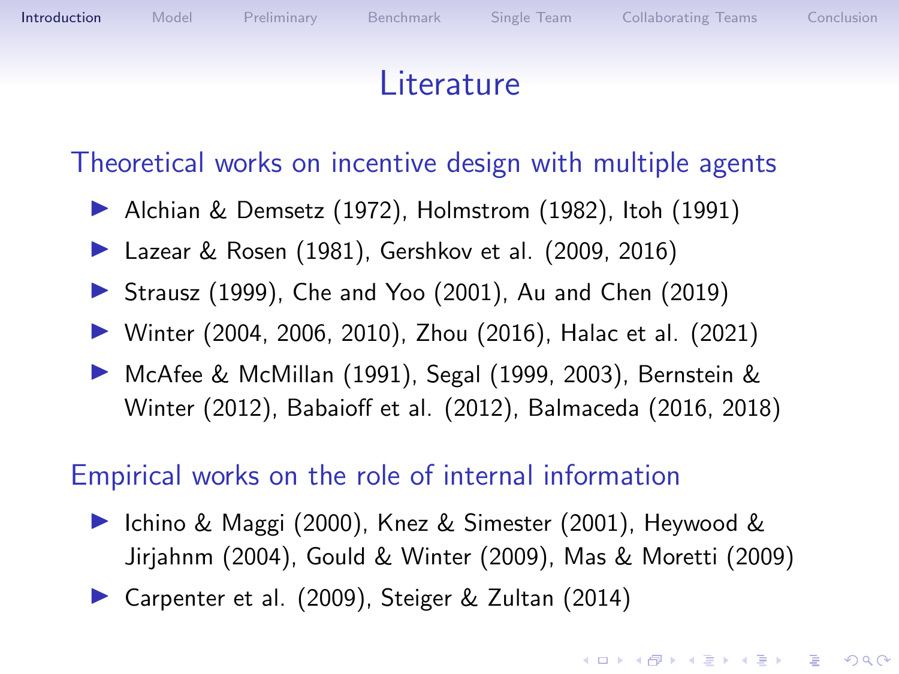# Literature

## Theoretical works on incentive design with multiple agents

- Alchian & Demsetz (1972), Holmstrom (1982), Itoh (1991)
- Lazear & Rosen (1981), Gershkov et al. (2009, 2016)
- Strausz (1999), Che and Yoo (2001), Au and Chen (2019)
- Winter (2004, 2006, 2010), Zhou (2016), Halac et al. (2021)
- McAfee & McMillan (1991), Segal (1999, 2003), Bernstein & Winter (2012), Babaioff et al. (2012), Balmaceda (2016, 2018)

## Empirical works on the role of internal information

- Ichino & Maggi (2000), Knez & Simester (2001), Heywood & Jirjahnm (2004), Gould & Winter (2009), Mas & Moretti (2009)
- Carpenter et al. (2009), Steiger & Zultan (2014)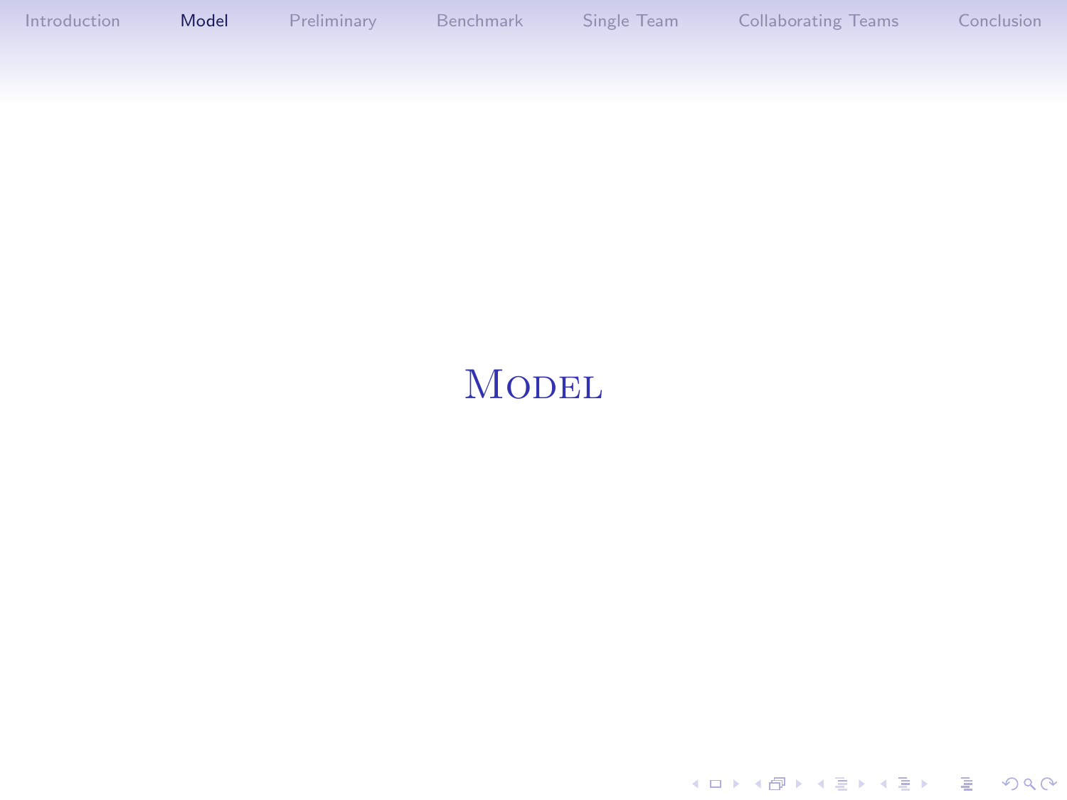# Model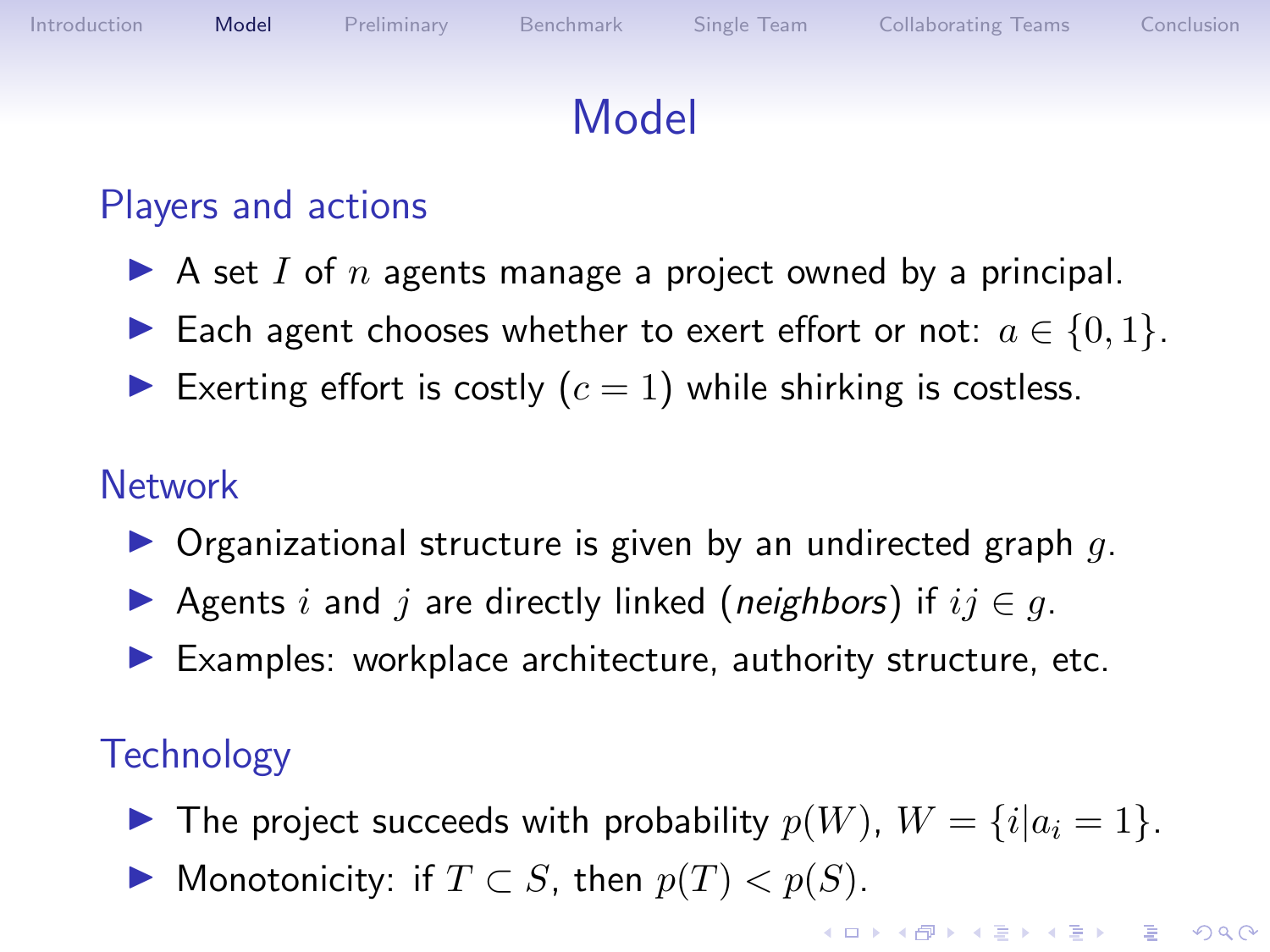# Model

## Players and actions

- A set $I$ of $n$ agents manage a project owned by a principal.
- Each agent chooses whether to exert effort or not: $a \in \{0, 1\}$.
- Exerting effort is costly ($c = 1$) while shirking is costless.

## Network

- Organizational structure is given by an undirected graph $g$.
- Agents $i$ and $j$ are directly linked (*neighbors*) if $ij \in g$.
- Examples: workplace architecture, authority structure, etc.

## Technology

- The project succeeds with probability $p(W)$, $W = \{i | a_i = 1\}$.
- Monotonicity: if $T \subset S$, then $p(T) < p(S)$.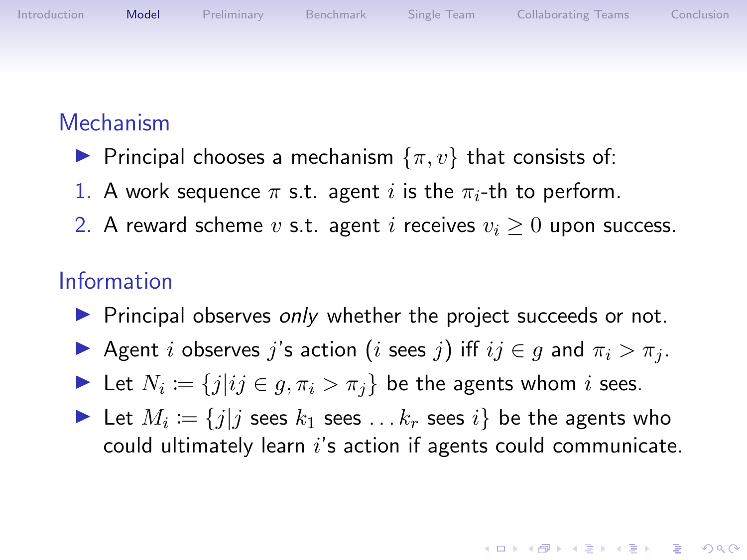## Mechanism

- Principal chooses a mechanism $\{\pi, v\}$ that consists of:

1. A work sequence $\pi$ s.t. agent $i$ is the $\pi_i$-th to perform.
2. A reward scheme $v$ s.t. agent $i$ receives $v_i \geq 0$ upon success.

## Information

- Principal observes *only* whether the project succeeds or not.
- Agent $i$ observes $j$'s action ($i$ sees $j$) iff $ij \in g$ and $\pi_i > \pi_j$.
- Let $N_i := \{j | ij \in g, \pi_i > \pi_j\}$ be the agents whom $i$ sees.
- Let $M_i := \{j | j \text{ sees } k_1 \text{ sees } \ldots k_r \text{ sees } i\}$ be the agents who could ultimately learn $i$'s action if agents could communicate.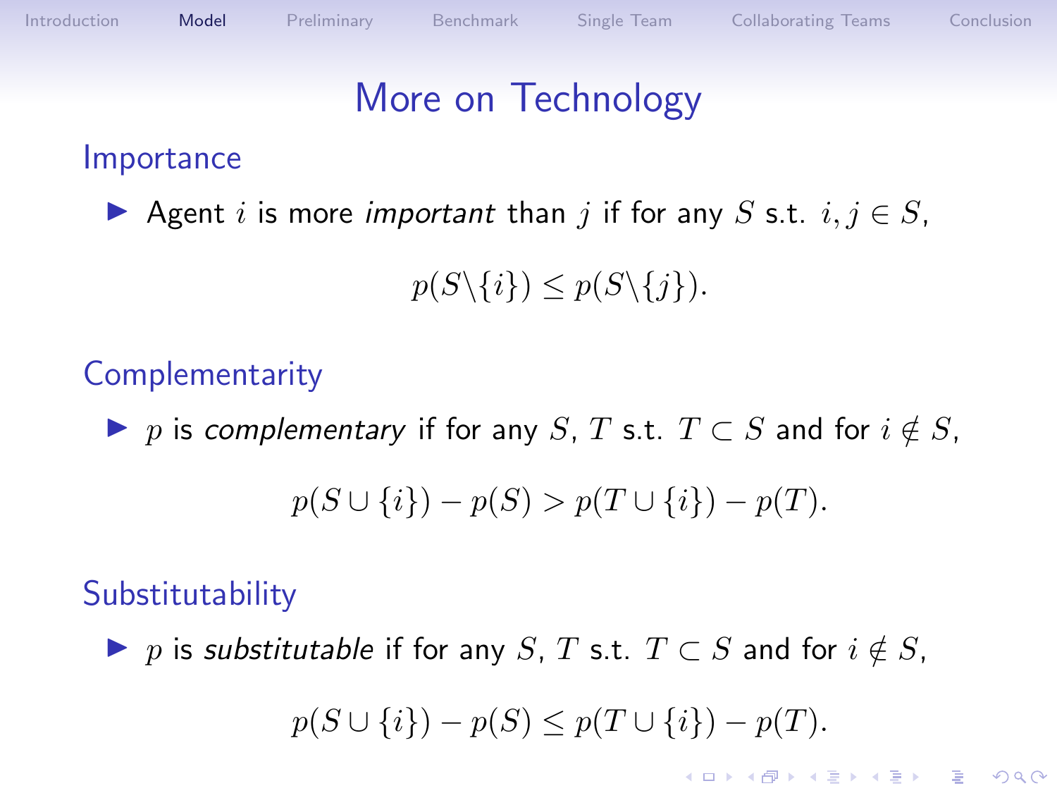# More on Technology

## Importance

- Agent $i$ is more *important* than $j$ if for any $S$ s.t. $i, j \in S$,

$$p(S \backslash \{i\}) \leq p(S \backslash \{j\}).$$

## Complementarity

- $p$ is *complementary* if for any $S$, $T$ s.t. $T \subset S$ and for $i \notin S$,

$$p(S \cup \{i\}) - p(S) > p(T \cup \{i\}) - p(T).$$

## Substitutability

- $p$ is *substitutable* if for any $S$, $T$ s.t. $T \subset S$ and for $i \notin S$,

$$p(S \cup \{i\}) - p(S) \leq p(T \cup \{i\}) - p(T).$$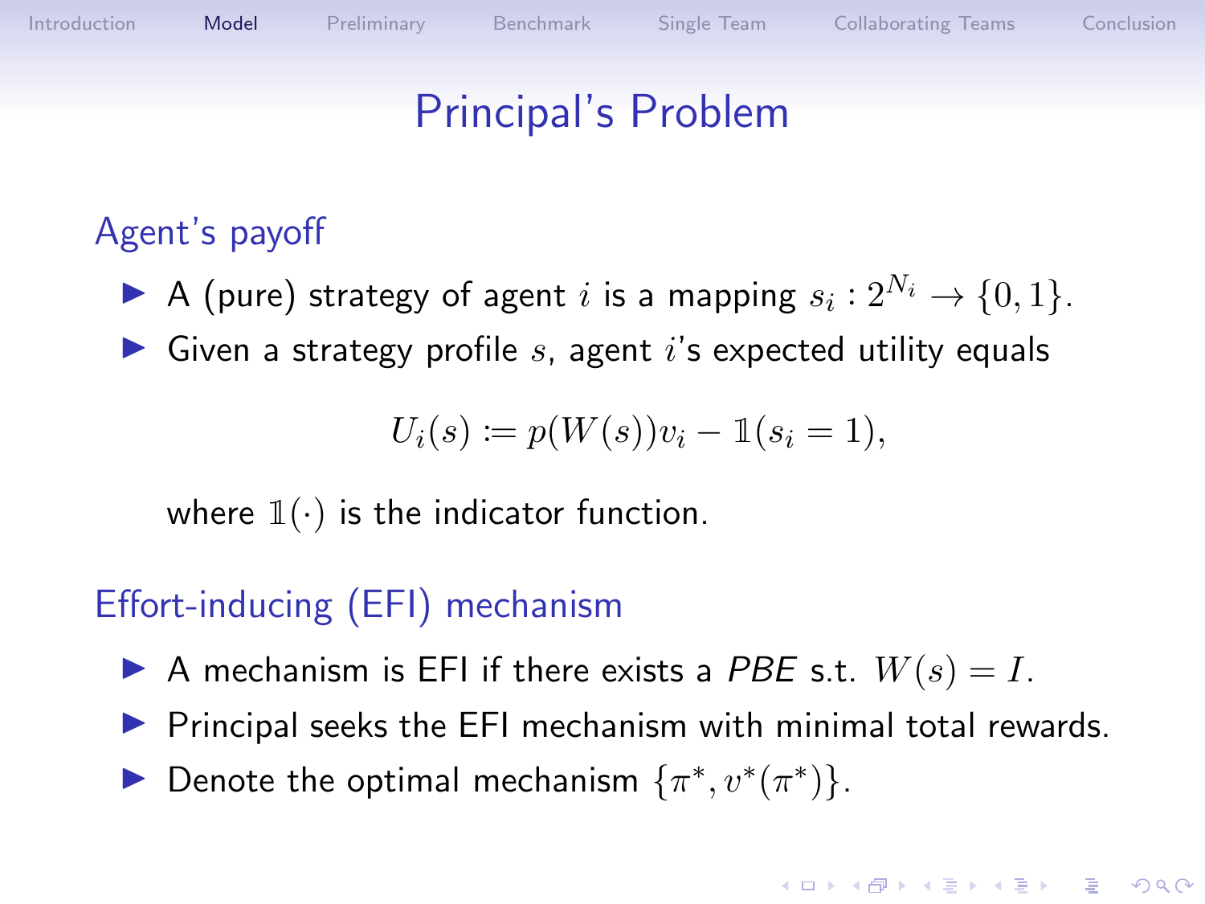# Principal's Problem

## Agent's payoff

- A (pure) strategy of agent $i$ is a mapping $s_i : 2^{N_i} \to \{0, 1\}$.
- Given a strategy profile $s$, agent $i$'s expected utility equals

$$U_i(s) := p(W(s))v_i - \mathbb{1}(s_i = 1),$$

where $\mathbb{1}(\cdot)$ is the indicator function.

## Effort-inducing (EFI) mechanism

- A mechanism is EFI if there exists a *PBE* s.t. $W(s) = I$.
- Principal seeks the EFI mechanism with minimal total rewards.
- Denote the optimal mechanism $\{\pi^*, v^*(\pi^*)\}$.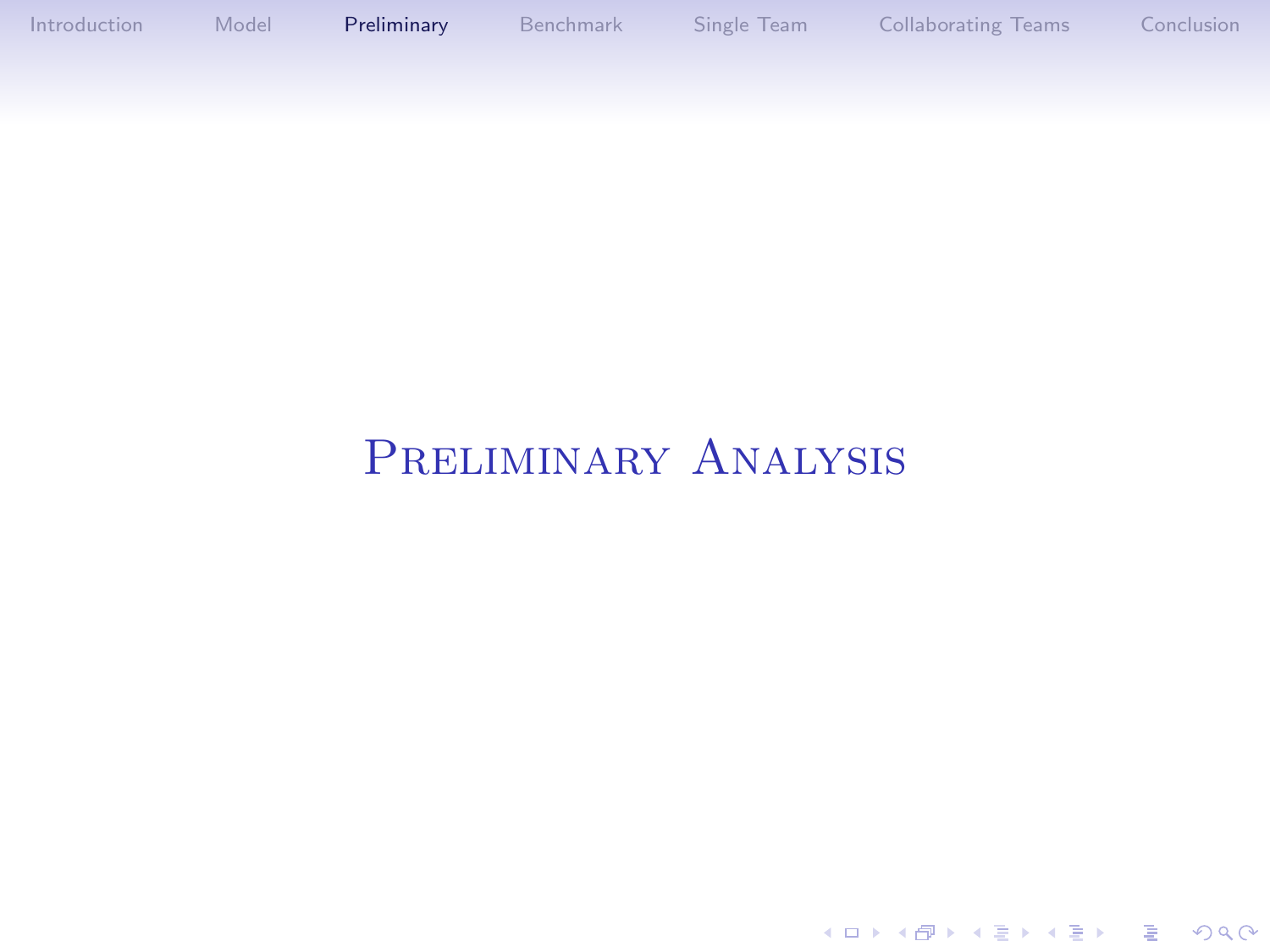# Preliminary Analysis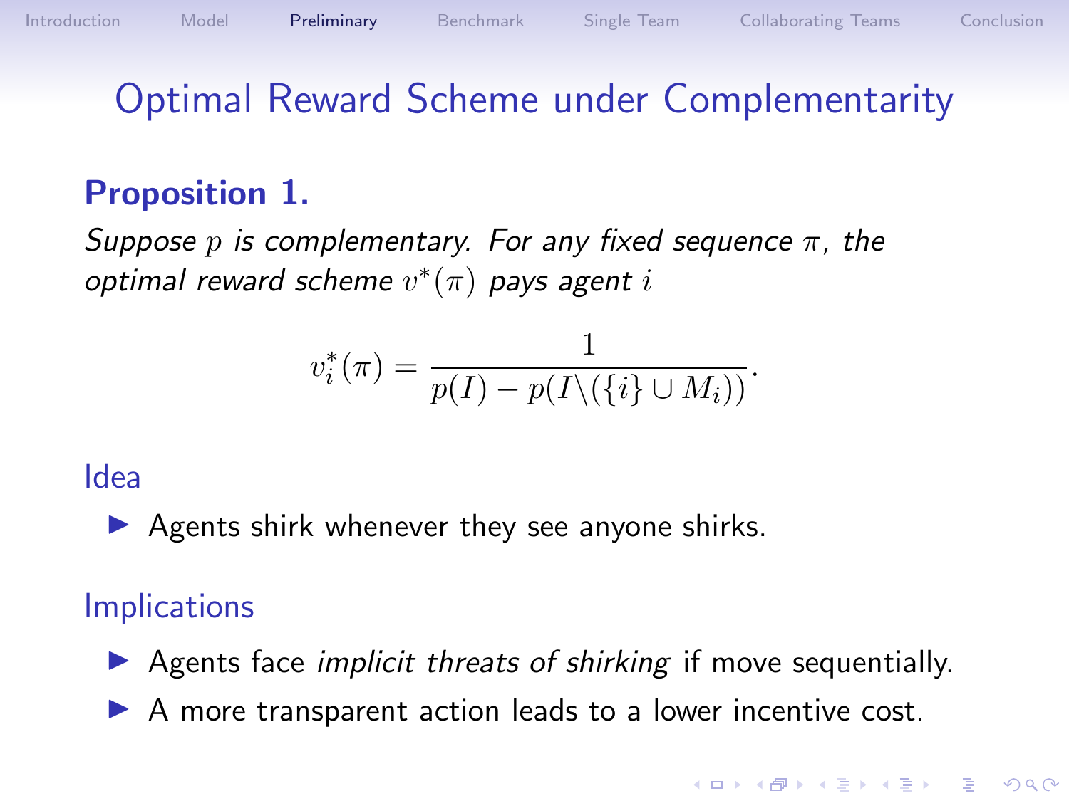# Optimal Reward Scheme under Complementarity

**Proposition 1.**

*Suppose $p$ is complementary. For any fixed sequence $\pi$, the optimal reward scheme $v^*(\pi)$ pays agent $i$*

$$v_i^*(\pi) = \frac{1}{p(I) - p(I \backslash (\{i\} \cup M_i))}.$$

## Idea

- Agents shirk whenever they see anyone shirks.

## Implications

- Agents face *implicit threats of shirking* if move sequentially.
- A more transparent action leads to a lower incentive cost.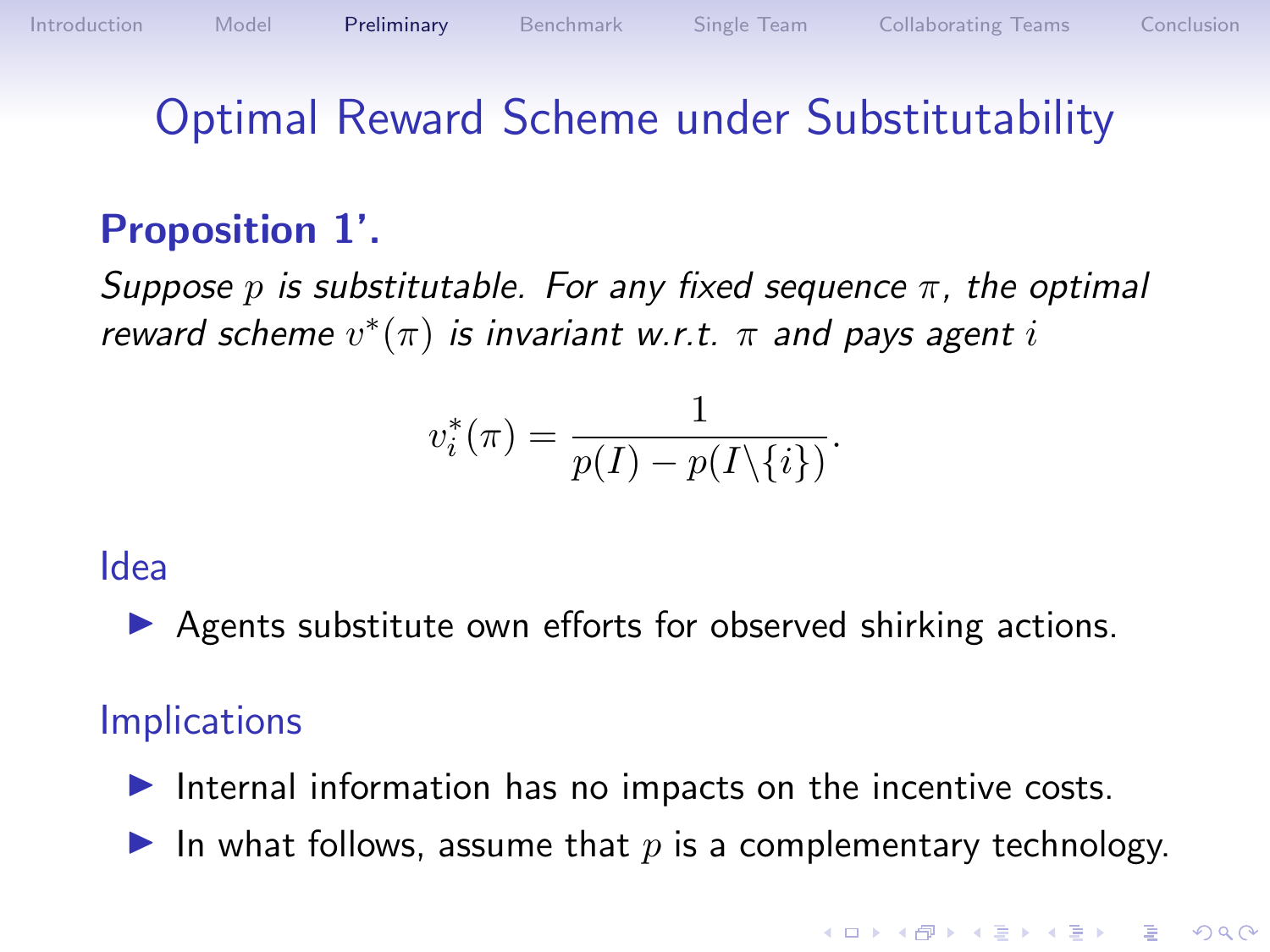# Optimal Reward Scheme under Substitutability

**Proposition 1'.**

*Suppose $p$ is substitutable. For any fixed sequence $\pi$, the optimal reward scheme $v^*(\pi)$ is invariant w.r.t. $\pi$ and pays agent $i$*

$$v_i^*(\pi) = \frac{1}{p(I) - p(I \backslash \{i\})}.$$

## Idea

- Agents substitute own efforts for observed shirking actions.

## Implications

- Internal information has no impacts on the incentive costs.
- In what follows, assume that $p$ is a complementary technology.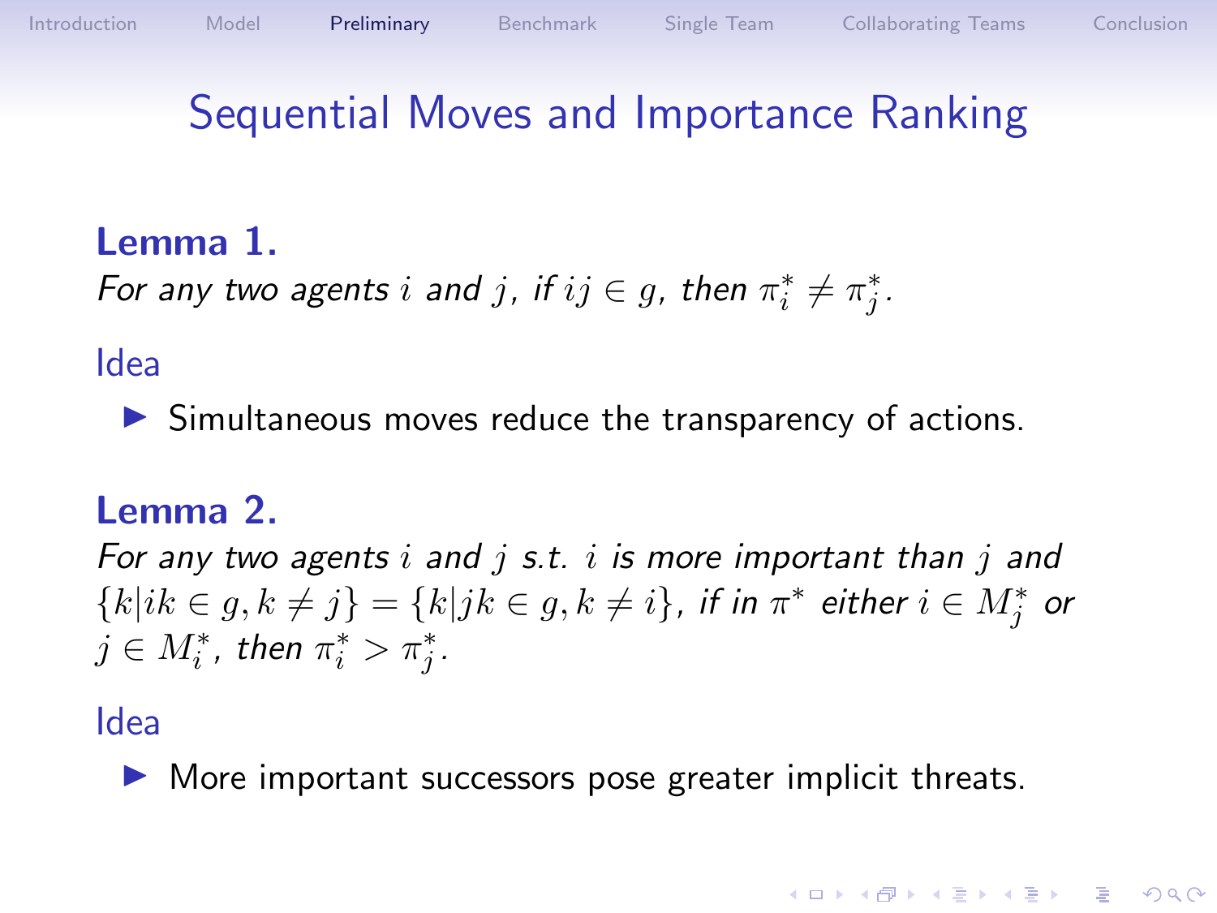# Sequential Moves and Importance Ranking

**Lemma 1.**
*For any two agents $i$ and $j$, if $ij \in g$, then $\pi_i^* \neq \pi_j^*$.*

### Idea

- Simultaneous moves reduce the transparency of actions.

**Lemma 2.**
*For any two agents $i$ and $j$ s.t. $i$ is more important than $j$ and $\{k|ik \in g, k \neq j\} = \{k|jk \in g, k \neq i\}$, if in $\pi^*$ either $i \in M_j^*$ or $j \in M_i^*$, then $\pi_i^* > \pi_j^*$.*

### Idea

- More important successors pose greater implicit threats.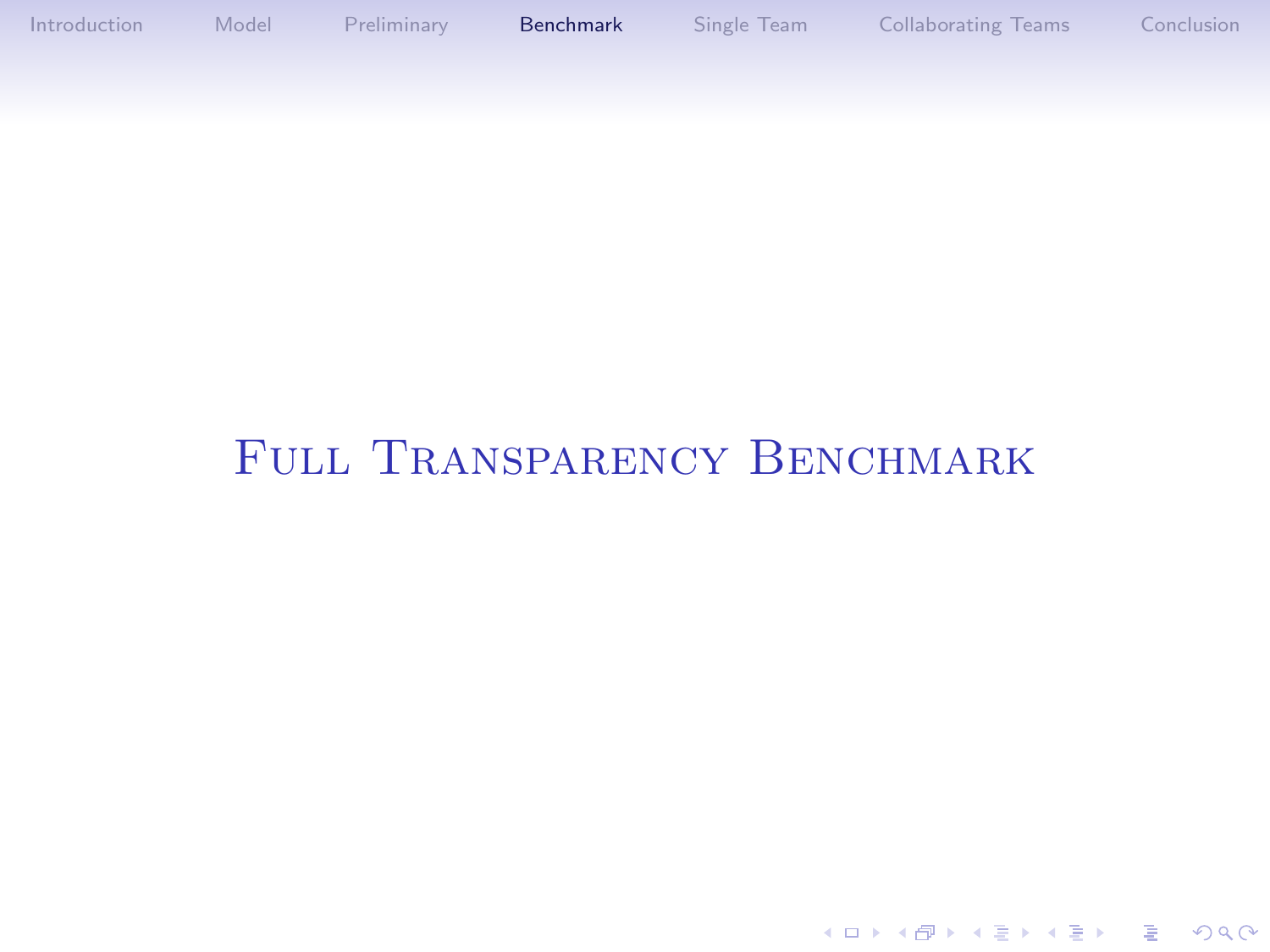# Full Transparency Benchmark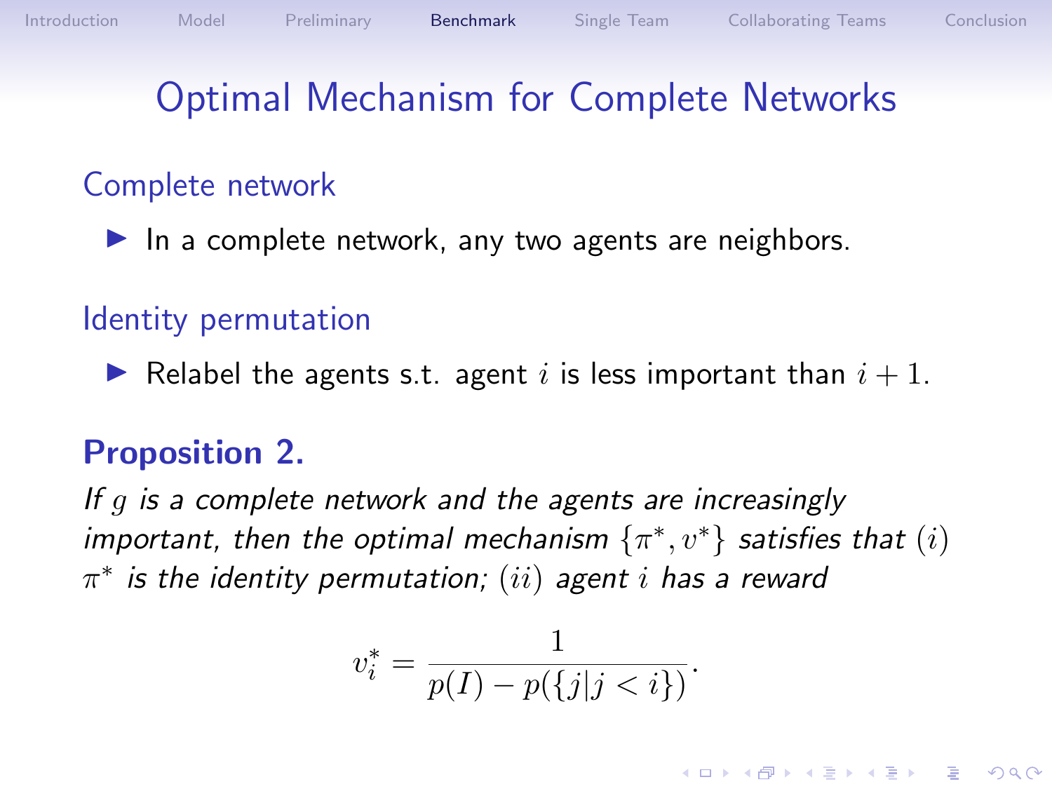# Optimal Mechanism for Complete Networks

## Complete network

- In a complete network, any two agents are neighbors.

## Identity permutation

- Relabel the agents s.t. agent $i$ is less important than $i+1$.

**Proposition 2.**

*If $g$ is a complete network and the agents are increasingly important, then the optimal mechanism $\{\pi^*, v^*\}$ satisfies that $(i)$ $\pi^*$ is the identity permutation; $(ii)$ agent $i$ has a reward*

$$v_i^* = \frac{1}{p(I) - p(\{j|j < i\})}.$$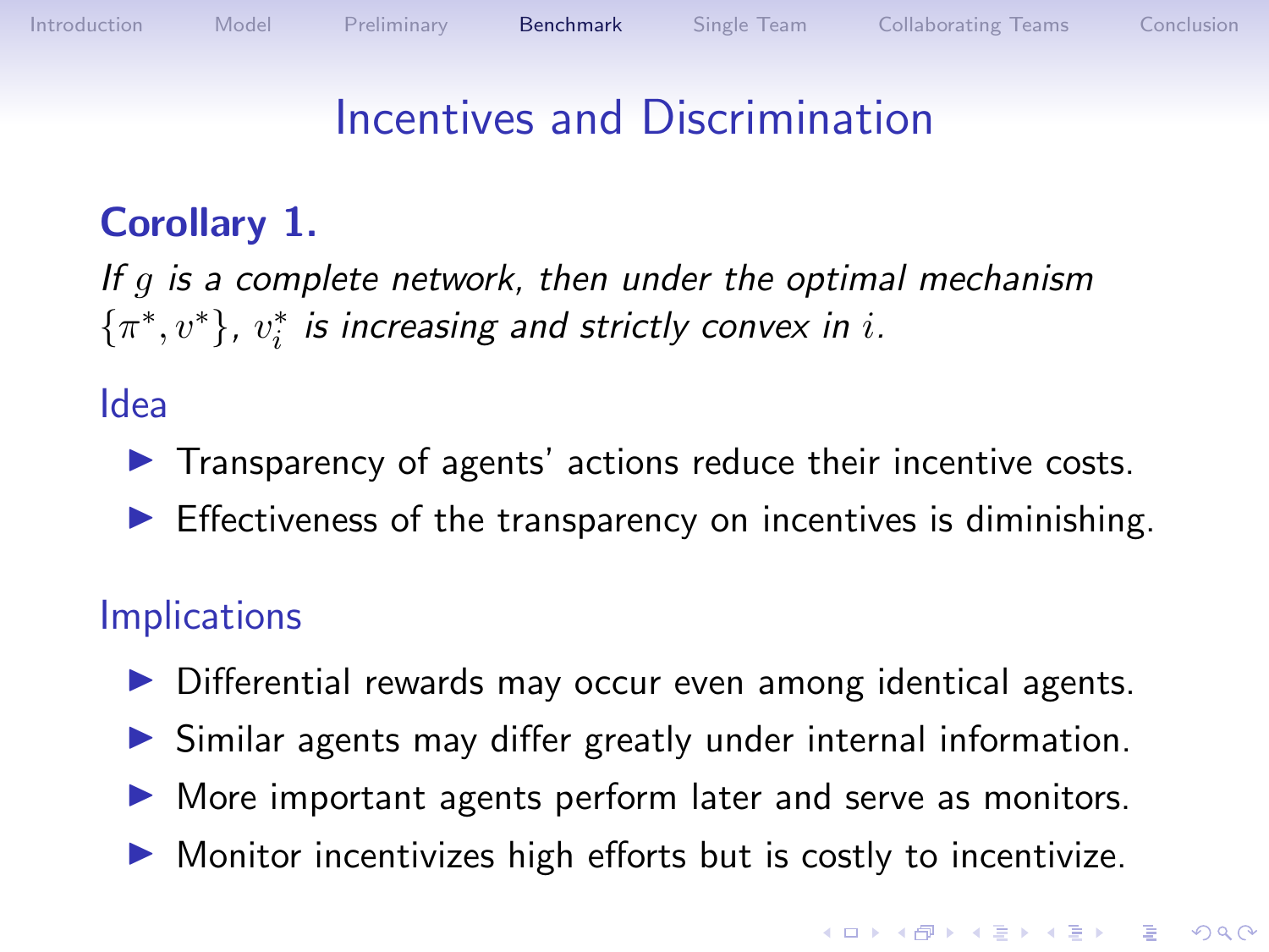# Incentives and Discrimination

**Corollary 1.**

*If $g$ is a complete network, then under the optimal mechanism $\{\pi^*, v^*\}$, $v_i^*$ is increasing and strictly convex in $i$.*

### Idea

- Transparency of agents' actions reduce their incentive costs.
- Effectiveness of the transparency on incentives is diminishing.

### Implications

- Differential rewards may occur even among identical agents.
- Similar agents may differ greatly under internal information.
- More important agents perform later and serve as monitors.
- Monitor incentivizes high efforts but is costly to incentivize.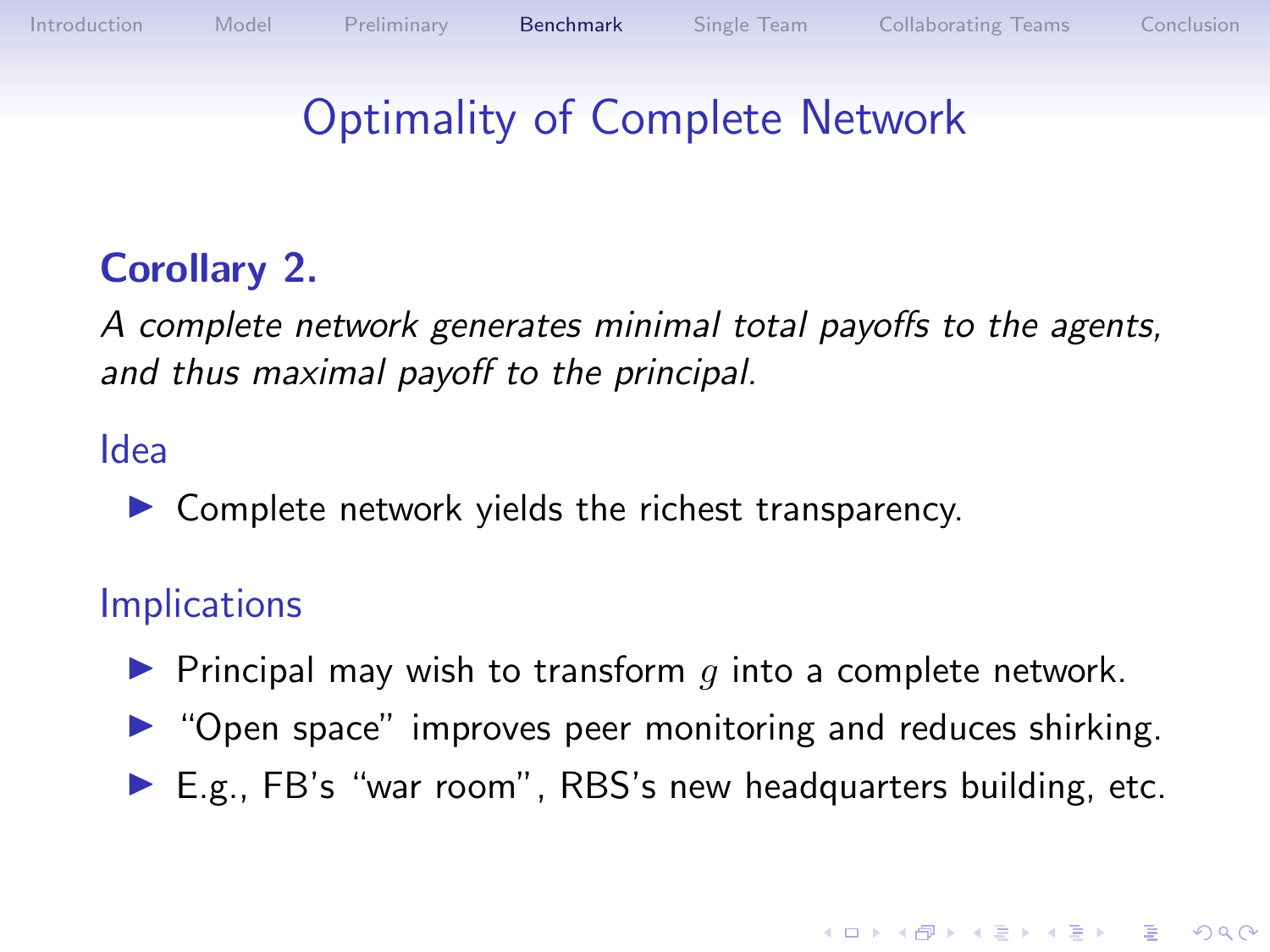# Optimality of Complete Network

**Corollary 2.**

*A complete network generates minimal total payoffs to the agents, and thus maximal payoff to the principal.*

### Idea

- Complete network yields the richest transparency.

### Implications

- Principal may wish to transform $g$ into a complete network.
- "Open space" improves peer monitoring and reduces shirking.
- E.g., FB's "war room", RBS's new headquarters building, etc.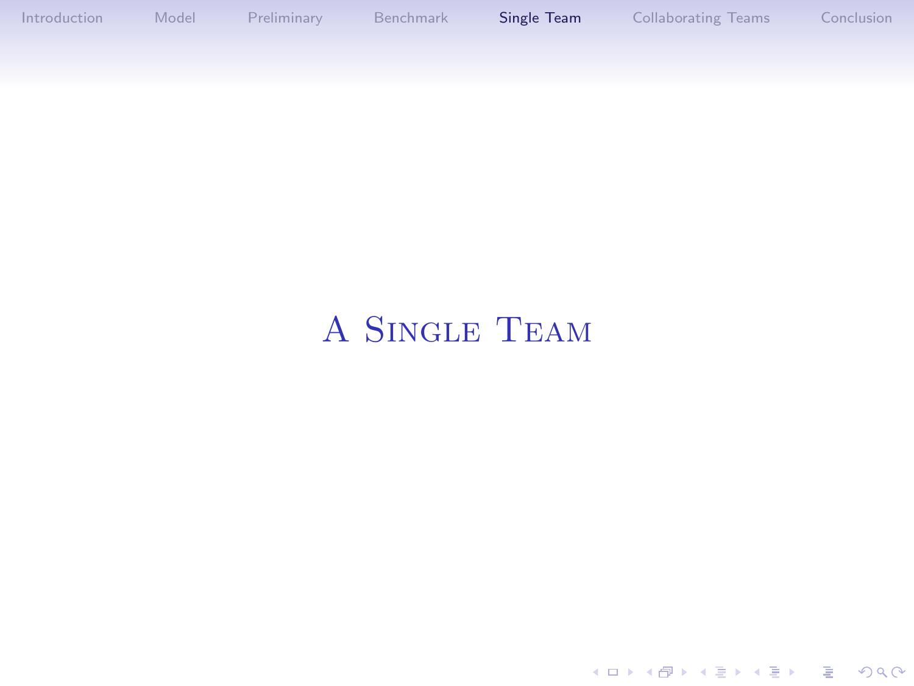# A Single Team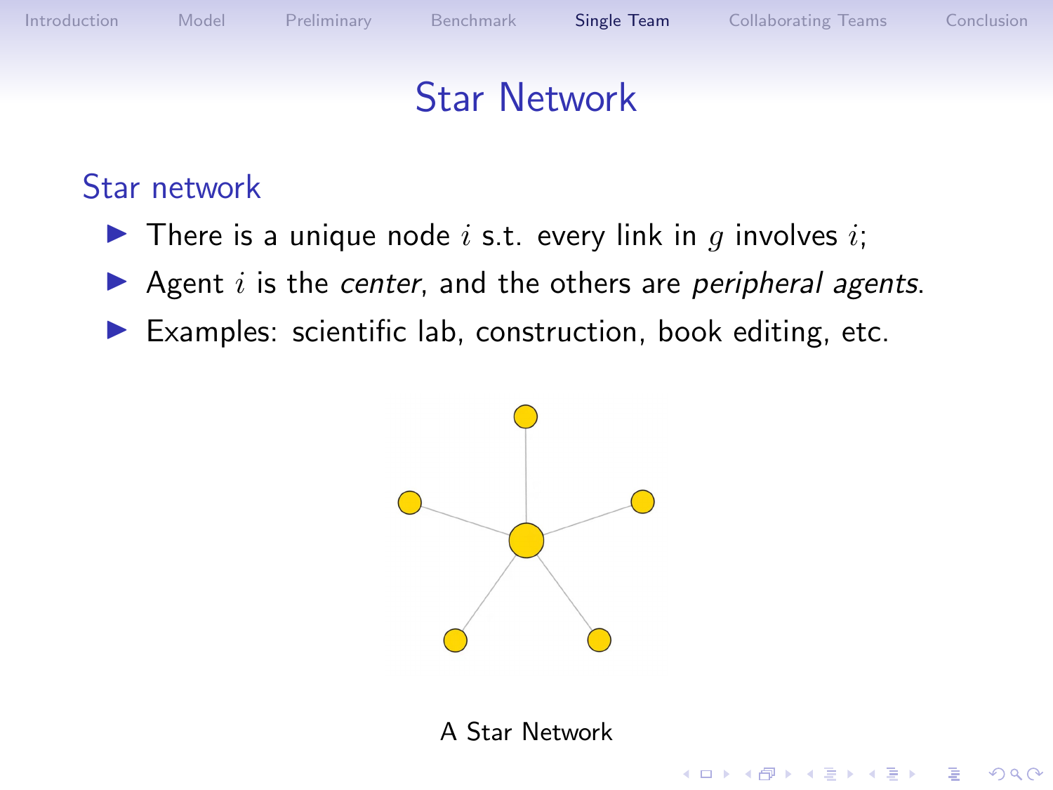# Star Network

## Star network

- There is a unique node $i$ s.t. every link in $g$ involves $i$;
- Agent $i$ is the *center*, and the others are *peripheral agents*.
- Examples: scientific lab, construction, book editing, etc.

A Star Network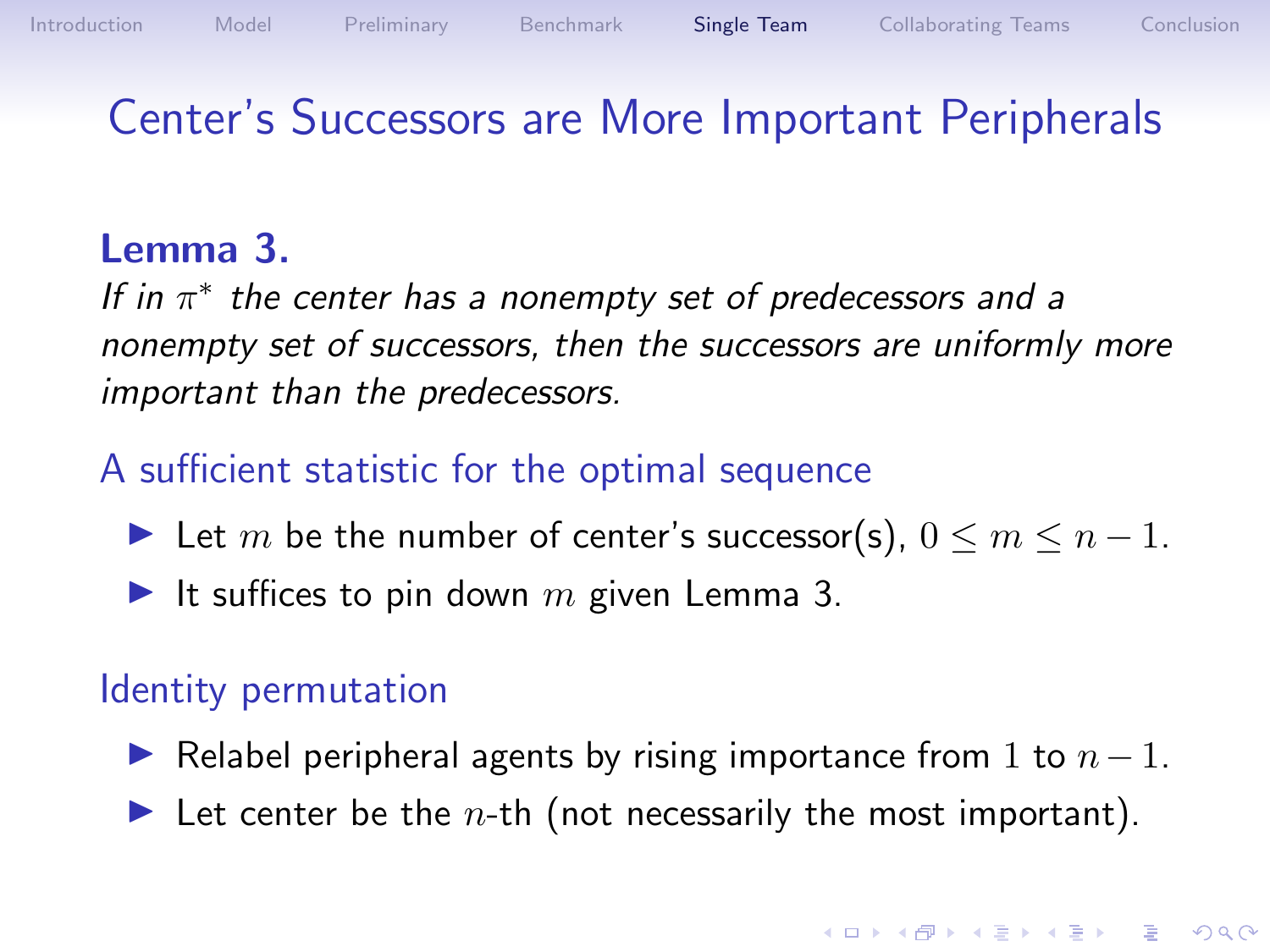# Center's Successors are More Important Peripherals

**Lemma 3.**

*If in $\pi^*$ the center has a nonempty set of predecessors and a nonempty set of successors, then the successors are uniformly more important than the predecessors.*

## A sufficient statistic for the optimal sequence

- Let $m$ be the number of center's successor(s), $0 \leq m \leq n-1$.
- It suffices to pin down $m$ given Lemma 3.

## Identity permutation

- Relabel peripheral agents by rising importance from $1$ to $n-1$.
- Let center be the $n$-th (not necessarily the most important).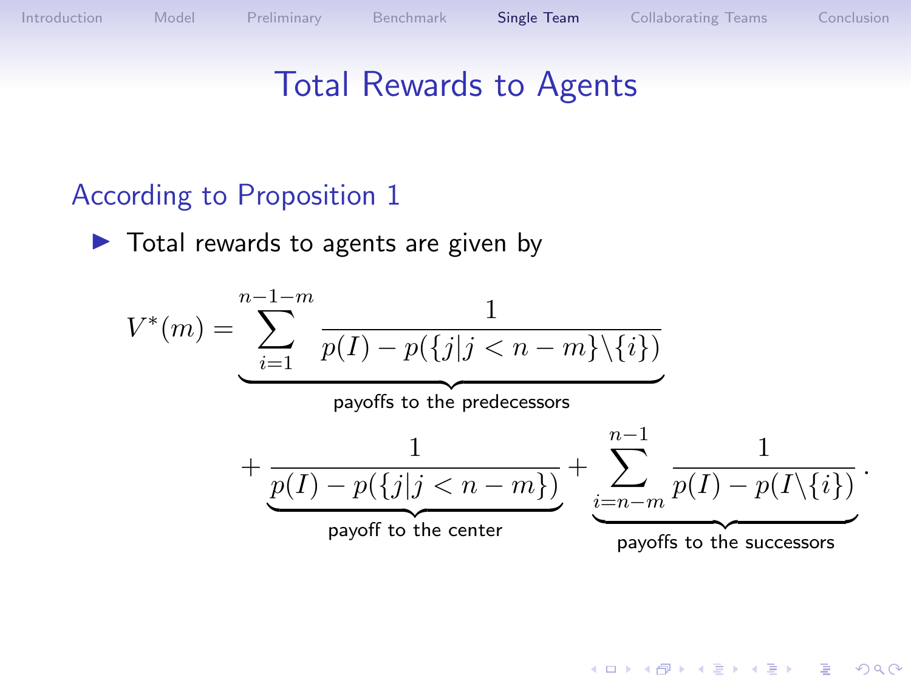# Total Rewards to Agents

## According to Proposition 1

- Total rewards to agents are given by

$$V^*(m) = \underbrace{\sum_{i=1}^{n-1-m} \frac{1}{p(I) - p(\{j|j < n-m\}\backslash\{i\})}}_{\text{payoffs to the predecessors}}$$

$$+ \underbrace{\frac{1}{p(I) - p(\{j|j < n-m\})}}_{\text{payoff to the center}} + \underbrace{\sum_{i=n-m}^{n-1} \frac{1}{p(I) - p(I\backslash\{i\})}}_{\text{payoffs to the successors}}.$$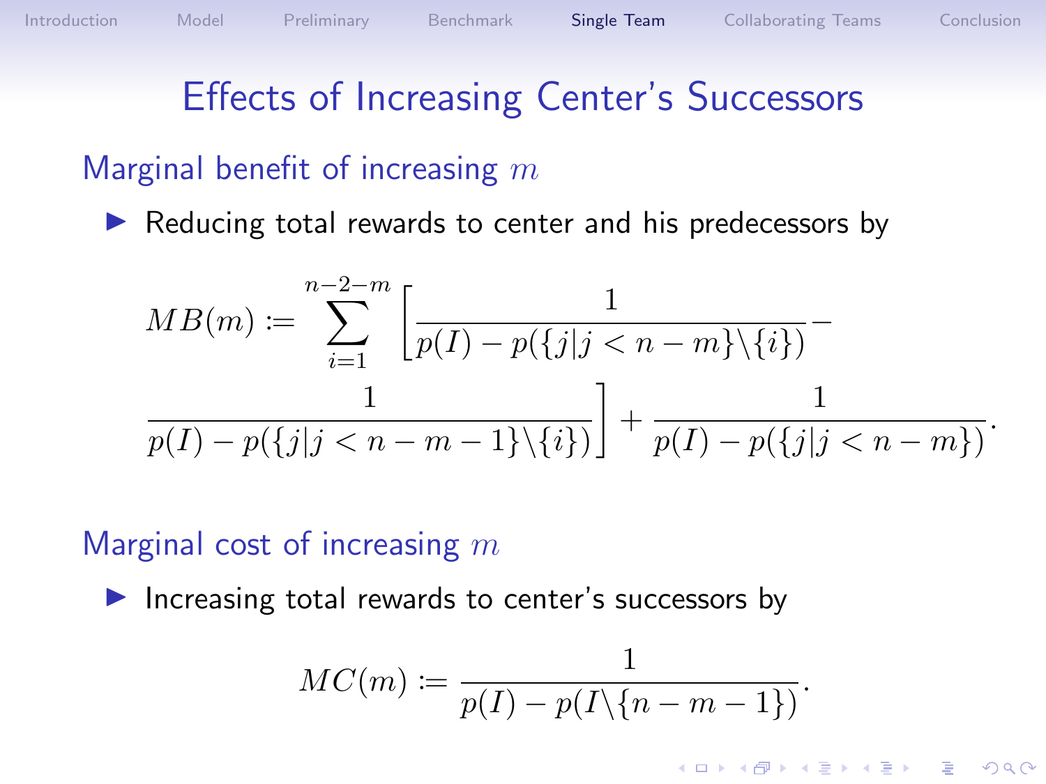# Effects of Increasing Center's Successors

## Marginal benefit of increasing $m$

- Reducing total rewards to center and his predecessors by

$$MB(m) := \sum_{i=1}^{n-2-m} \left[ \frac{1}{p(I) - p(\{j|j < n-m\} \backslash \{i\})} - \frac{1}{p(I) - p(\{j|j < n-m-1\} \backslash \{i\})} \right] + \frac{1}{p(I) - p(\{j|j < n-m\})}.$$

## Marginal cost of increasing $m$

- Increasing total rewards to center's successors by

$$MC(m) := \frac{1}{p(I) - p(I \backslash \{n-m-1\})}.$$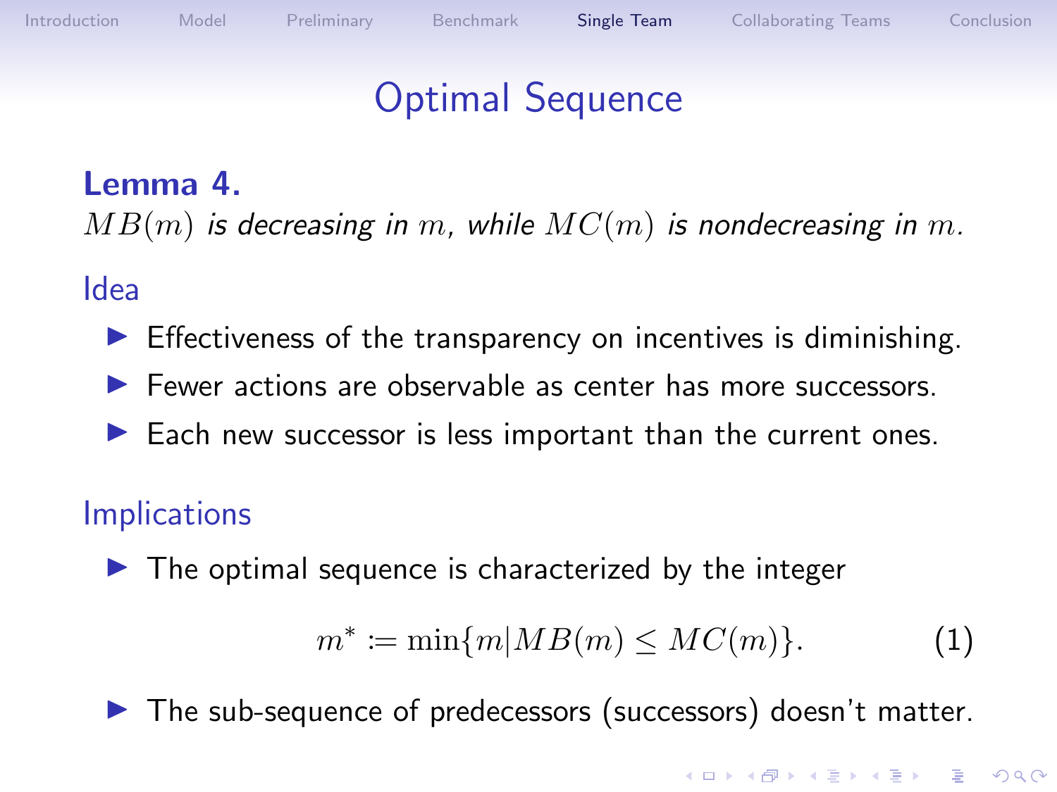# Optimal Sequence

**Lemma 4.**
*$MB(m)$ is decreasing in $m$, while $MC(m)$ is nondecreasing in $m$.*

## Idea

- Effectiveness of the transparency on incentives is diminishing.
- Fewer actions are observable as center has more successors.
- Each new successor is less important than the current ones.

## Implications

- The optimal sequence is characterized by the integer

$$m^* := \min\{m | MB(m) \leq MC(m)\}. \tag{1}$$

- The sub-sequence of predecessors (successors) doesn't matter.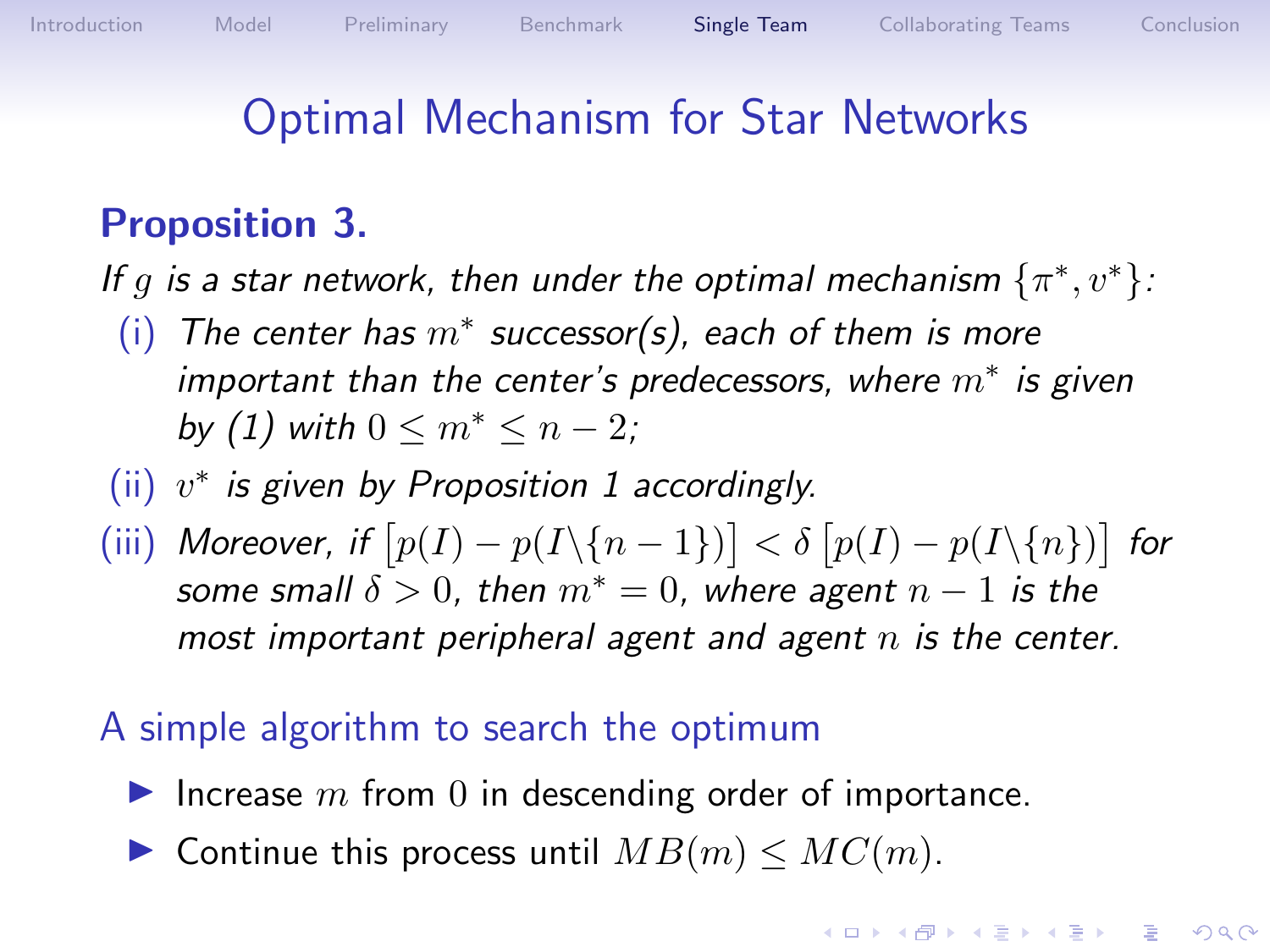# Optimal Mechanism for Star Networks

## Proposition 3.

*If $g$ is a star network, then under the optimal mechanism $\{\pi^*, v^*\}$:*

(i) *The center has $m^*$ successor(s), each of them is more important than the center's predecessors, where $m^*$ is given by (1) with $0 \leq m^* \leq n-2$;*

(ii) *$v^*$ is given by Proposition 1 accordingly.*

(iii) *Moreover, if $\left[p(I) - p(I \backslash \{n-1\})\right] < \delta \left[p(I) - p(I \backslash \{n\})\right]$ for some small $\delta > 0$, then $m^* = 0$, where agent $n-1$ is the most important peripheral agent and agent $n$ is the center.*

### A simple algorithm to search the optimum

- Increase $m$ from $0$ in descending order of importance.
- Continue this process until $MB(m) \leq MC(m)$.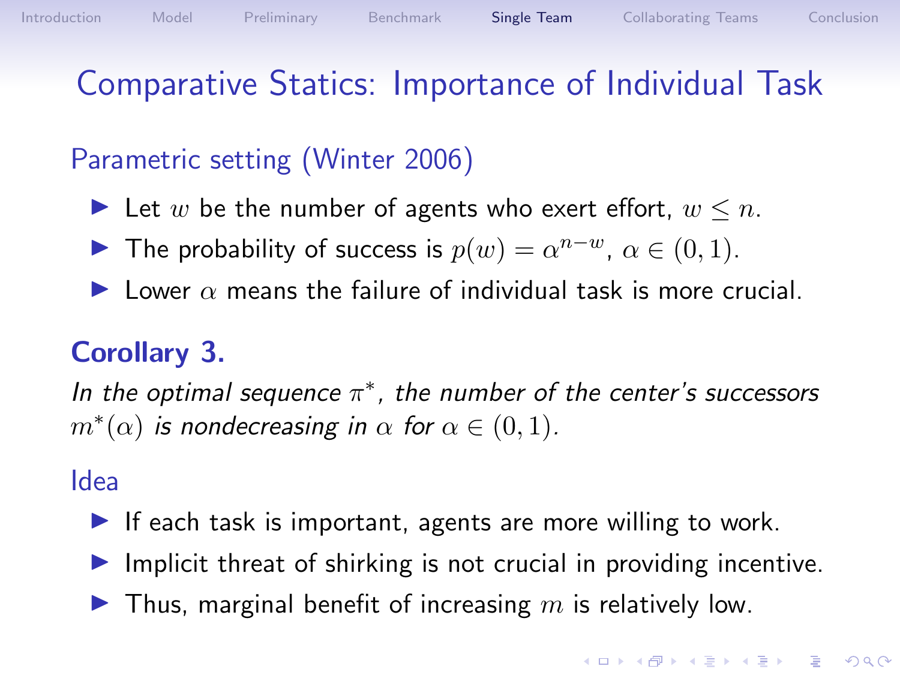# Comparative Statics: Importance of Individual Task

## Parametric setting (Winter 2006)

- Let $w$ be the number of agents who exert effort, $w \leq n$.
- The probability of success is $p(w) = \alpha^{n-w}$, $\alpha \in (0, 1)$.
- Lower $\alpha$ means the failure of individual task is more crucial.

**Corollary 3.**

*In the optimal sequence $\pi^*$, the number of the center's successors $m^*(\alpha)$ is nondecreasing in $\alpha$ for $\alpha \in (0, 1)$.*

## Idea

- If each task is important, agents are more willing to work.
- Implicit threat of shirking is not crucial in providing incentive.
- Thus, marginal benefit of increasing $m$ is relatively low.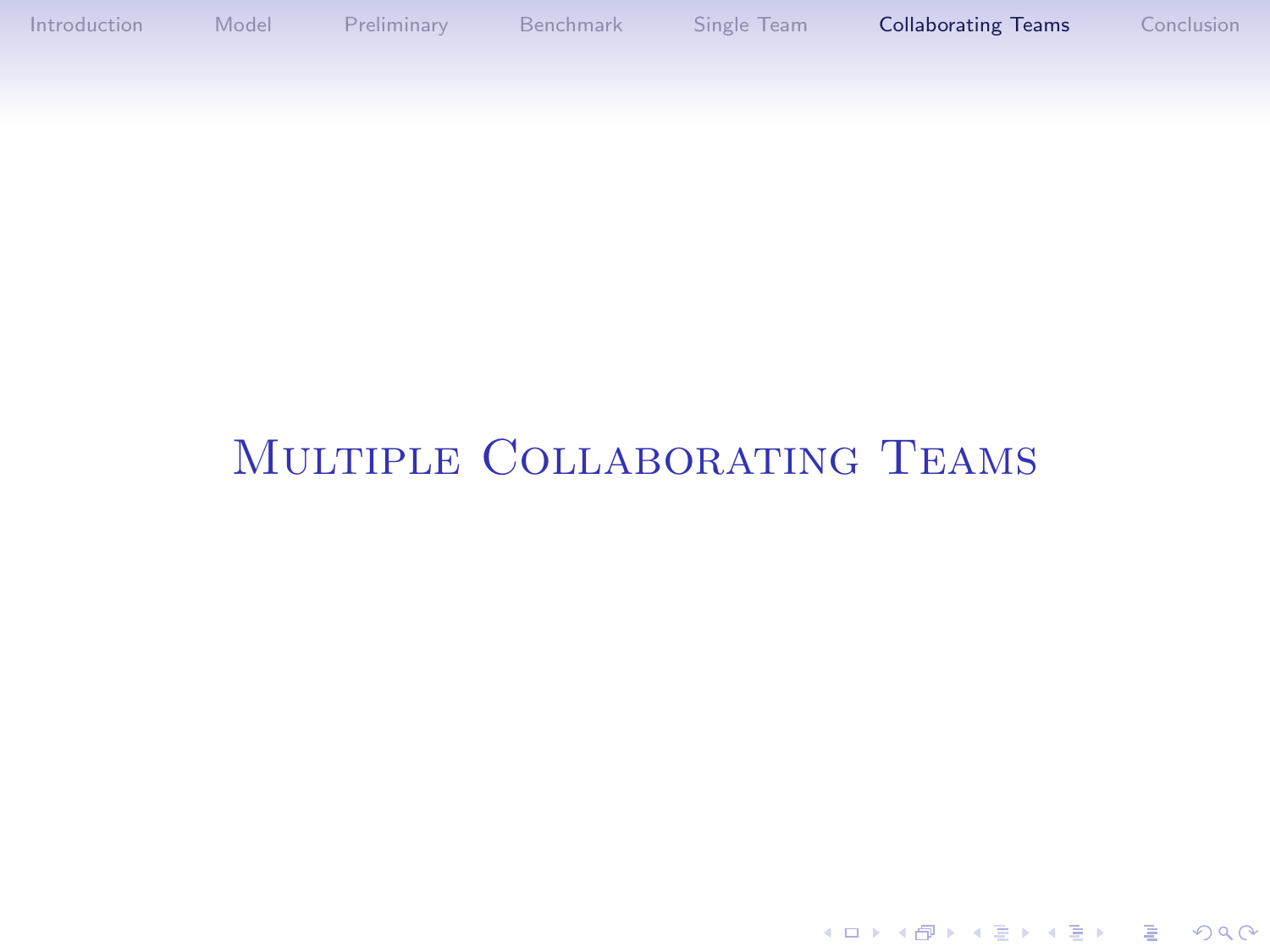# Multiple Collaborating Teams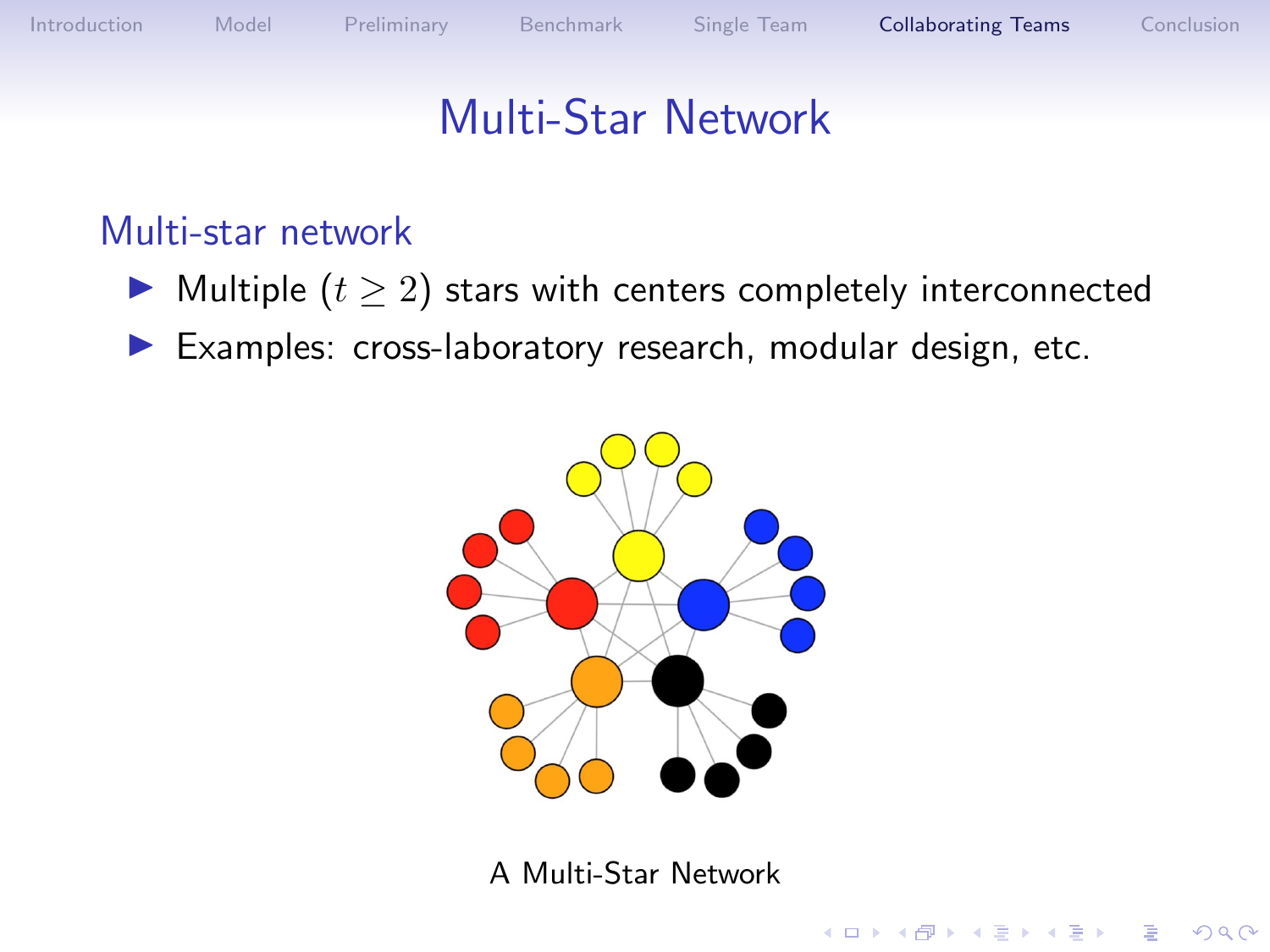# Multi-Star Network

## Multi-star network

- Multiple ($t \geq 2$) stars with centers completely interconnected
- Examples: cross-laboratory research, modular design, etc.

A Multi-Star Network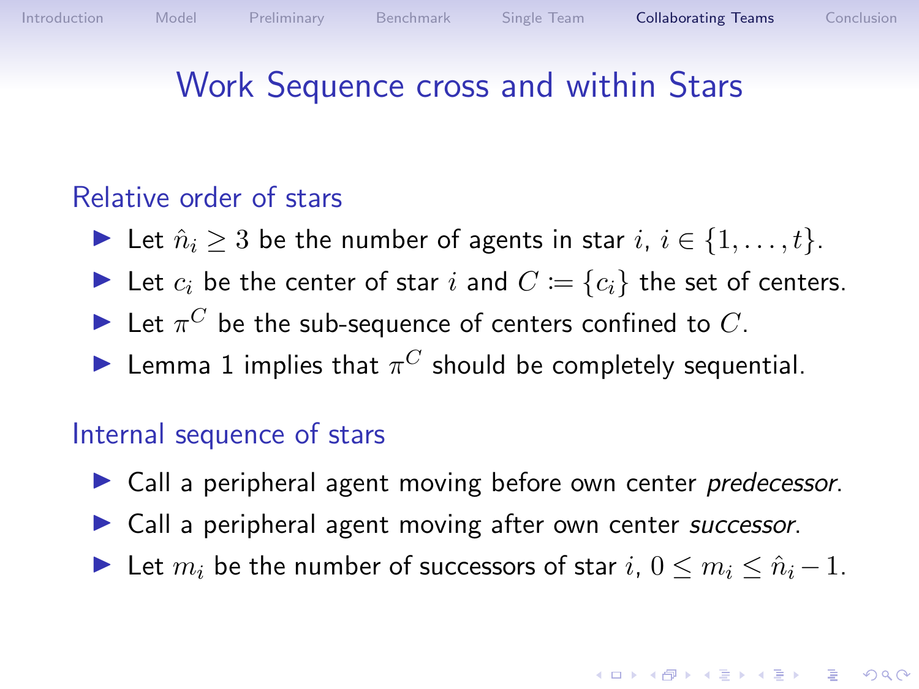# Work Sequence cross and within Stars

## Relative order of stars

- Let $\hat{n}_i \geq 3$ be the number of agents in star $i$, $i \in \{1, \ldots, t\}$.
- Let $c_i$ be the center of star $i$ and $C := \{c_i\}$ the set of centers.
- Let $\pi^C$ be the sub-sequence of centers confined to $C$.
- Lemma 1 implies that $\pi^C$ should be completely sequential.

## Internal sequence of stars

- Call a peripheral agent moving before own center *predecessor*.
- Call a peripheral agent moving after own center *successor*.
- Let $m_i$ be the number of successors of star $i$, $0 \leq m_i \leq \hat{n}_i - 1$.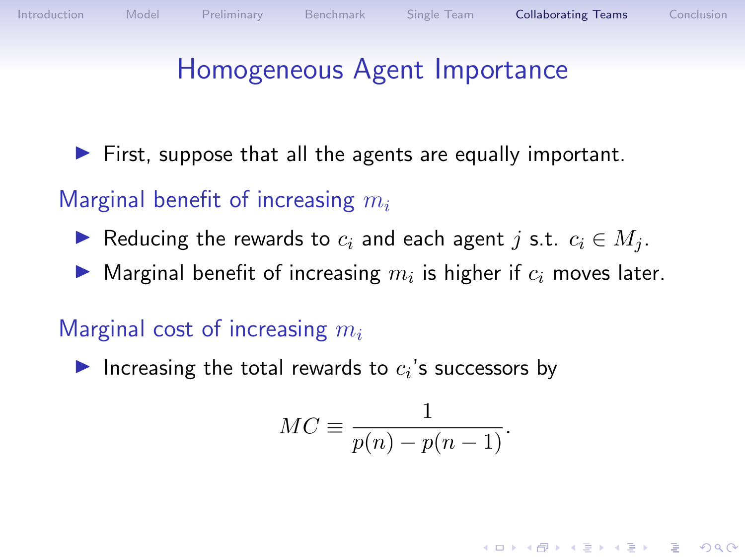# Homogeneous Agent Importance

- First, suppose that all the agents are equally important.

### Marginal benefit of increasing $m_i$

- Reducing the rewards to $c_i$ and each agent $j$ s.t. $c_i \in M_j$.
- Marginal benefit of increasing $m_i$ is higher if $c_i$ moves later.

### Marginal cost of increasing $m_i$

- Increasing the total rewards to $c_i$'s successors by

$$MC \equiv \frac{1}{p(n) - p(n-1)}.$$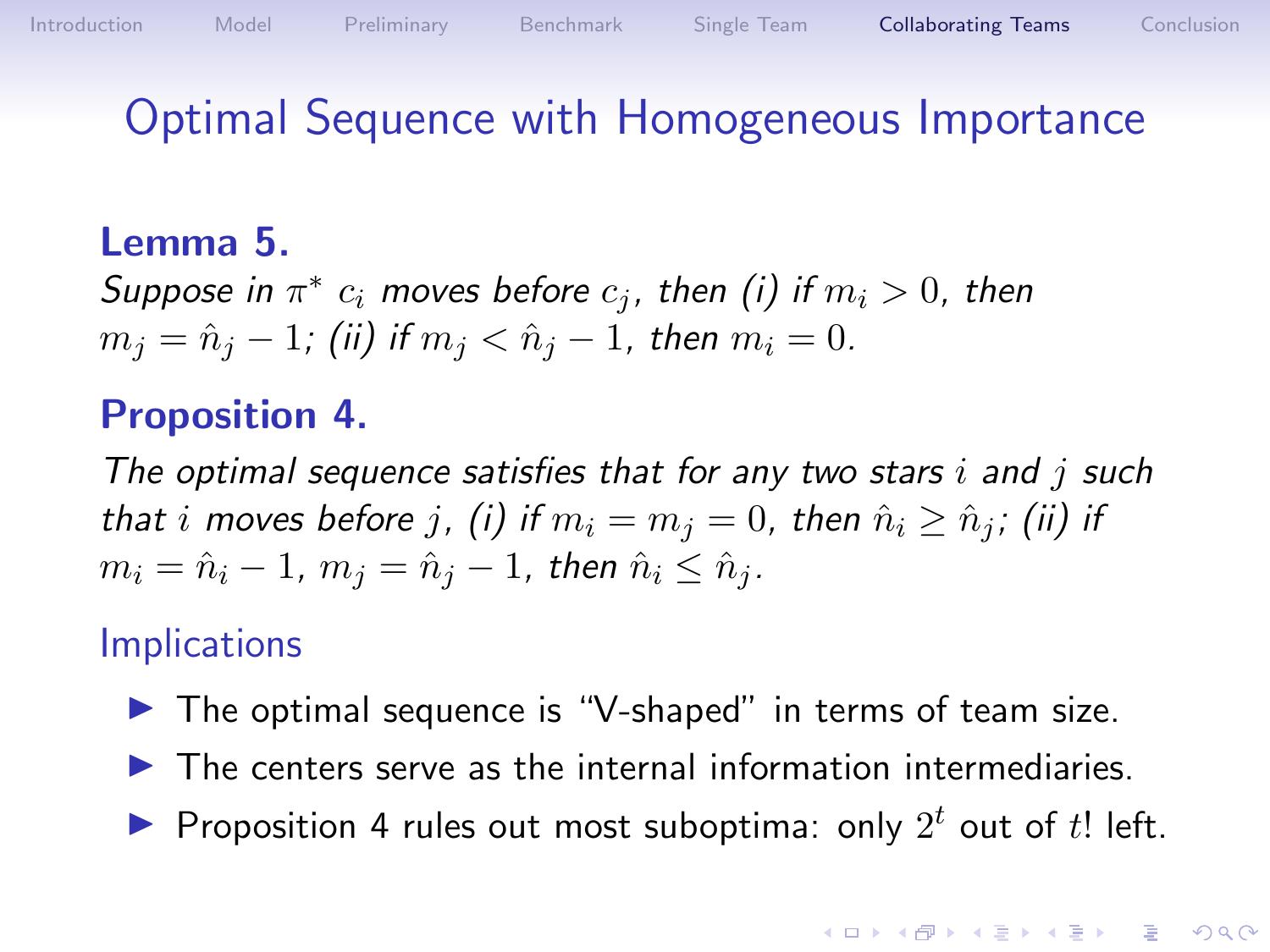# Optimal Sequence with Homogeneous Importance

**Lemma 5.**

*Suppose in $\pi^*$ $c_i$ moves before $c_j$, then (i) if $m_i > 0$, then $m_j = \hat{n}_j - 1$; (ii) if $m_j < \hat{n}_j - 1$, then $m_i = 0$.*

**Proposition 4.**

*The optimal sequence satisfies that for any two stars $i$ and $j$ such that $i$ moves before $j$, (i) if $m_i = m_j = 0$, then $\hat{n}_i \geq \hat{n}_j$; (ii) if $m_i = \hat{n}_i - 1$, $m_j = \hat{n}_j - 1$, then $\hat{n}_i \leq \hat{n}_j$.*

## Implications

- The optimal sequence is "V-shaped" in terms of team size.
- The centers serve as the internal information intermediaries.
- Proposition 4 rules out most suboptima: only $2^t$ out of $t!$ left.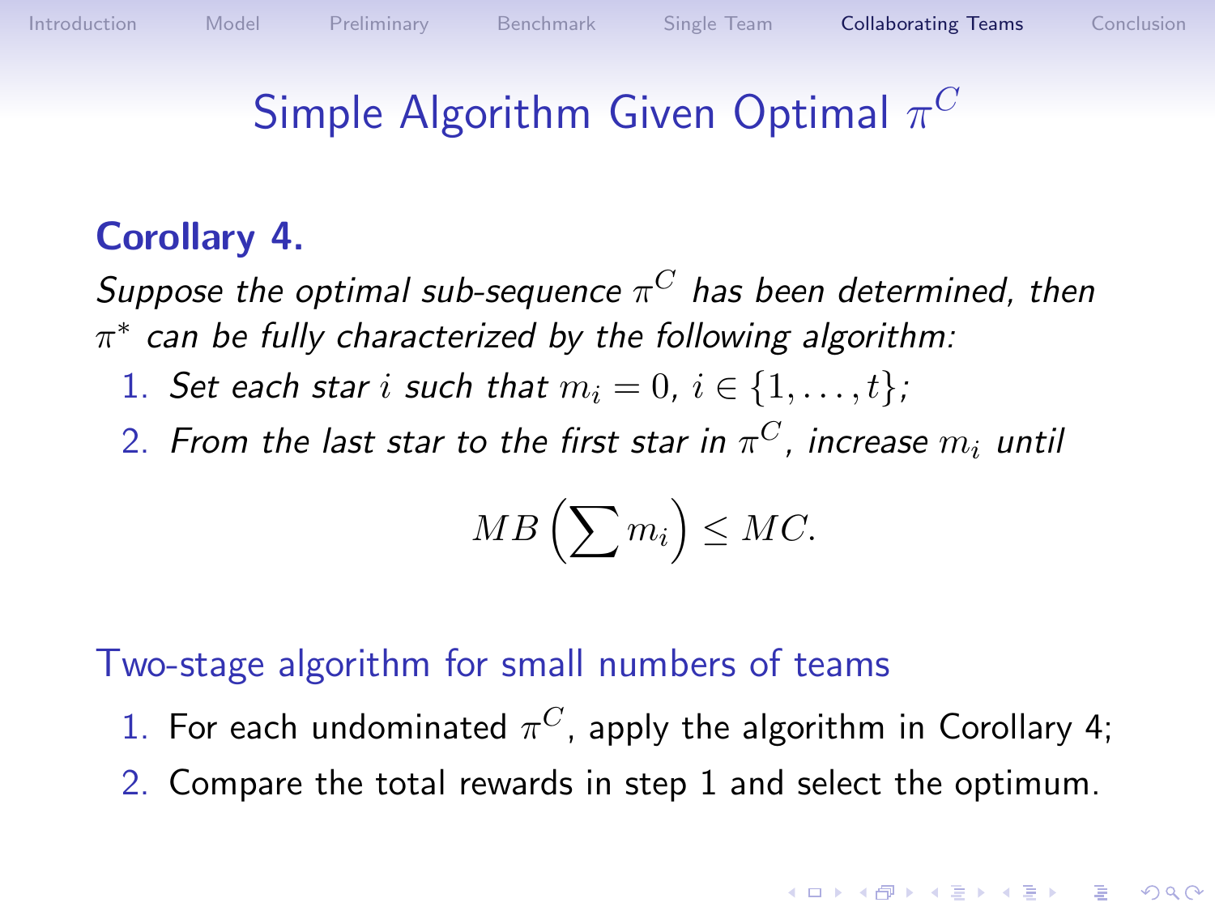# Simple Algorithm Given Optimal $\pi^C$

**Corollary 4.**

*Suppose the optimal sub-sequence $\pi^C$ has been determined, then $\pi^*$ can be fully characterized by the following algorithm:*

1. *Set each star $i$ such that $m_i = 0$, $i \in \{1, \ldots, t\}$;*
2. *From the last star to the first star in $\pi^C$, increase $m_i$ until*

$$MB\left(\sum m_i\right) \leq MC.$$

## Two-stage algorithm for small numbers of teams

1. For each undominated $\pi^C$, apply the algorithm in Corollary 4;
2. Compare the total rewards in step 1 and select the optimum.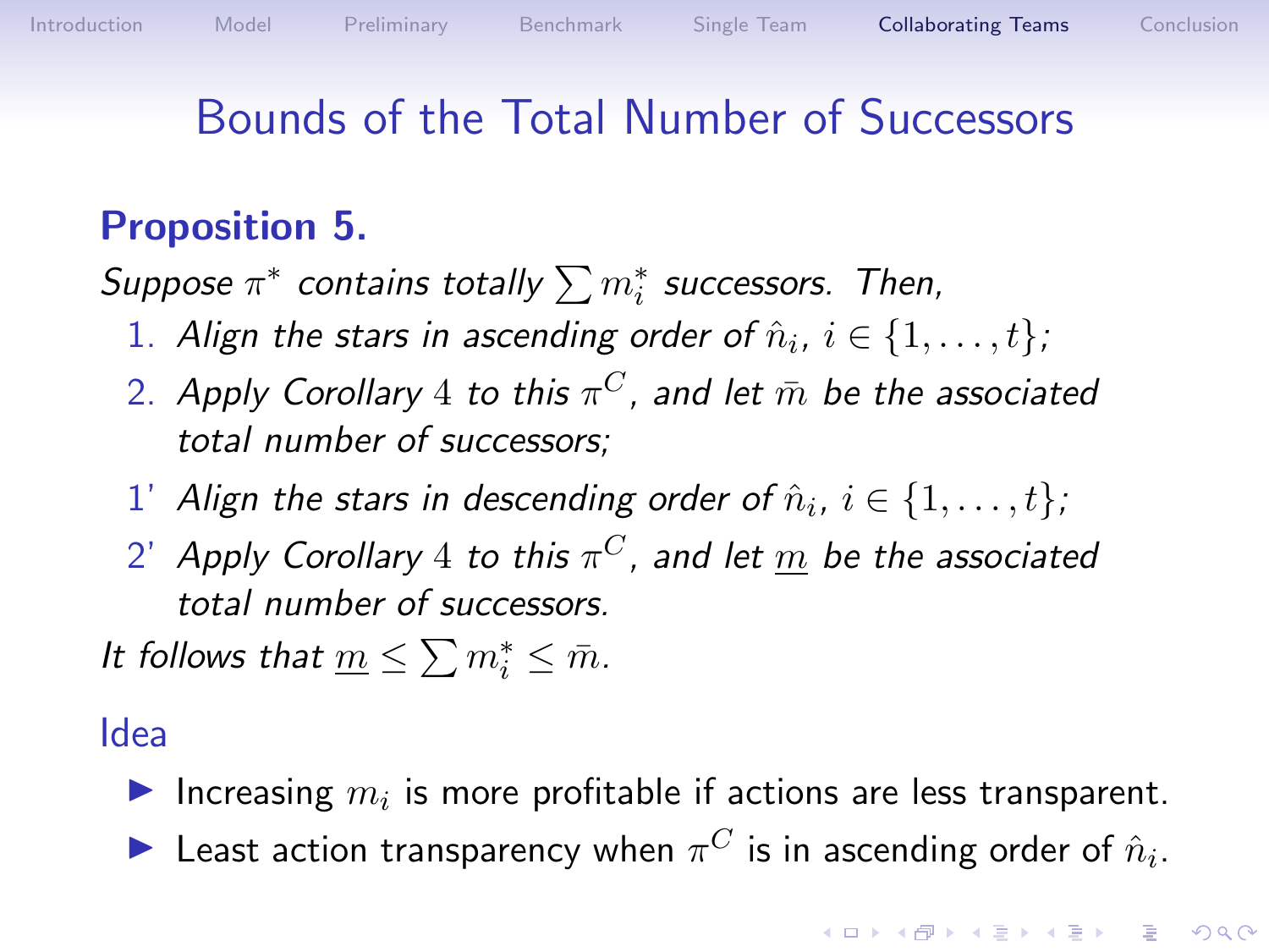# Bounds of the Total Number of Successors

## Proposition 5.

*Suppose $\pi^*$ contains totally $\sum m_i^*$ successors. Then,*

1. *Align the stars in ascending order of $\hat{n}_i$, $i \in \{1, \ldots, t\}$;*
2. *Apply Corollary 4 to this $\pi^C$, and let $\bar{m}$ be the associated total number of successors;*

1' *Align the stars in descending order of $\hat{n}_i$, $i \in \{1, \ldots, t\}$;*

2' *Apply Corollary 4 to this $\pi^C$, and let $\underline{m}$ be the associated total number of successors.*

*It follows that $\underline{m} \leq \sum m_i^* \leq \bar{m}$.*

### Idea

- Increasing $m_i$ is more profitable if actions are less transparent.
- Least action transparency when $\pi^C$ is in ascending order of $\hat{n}_i$.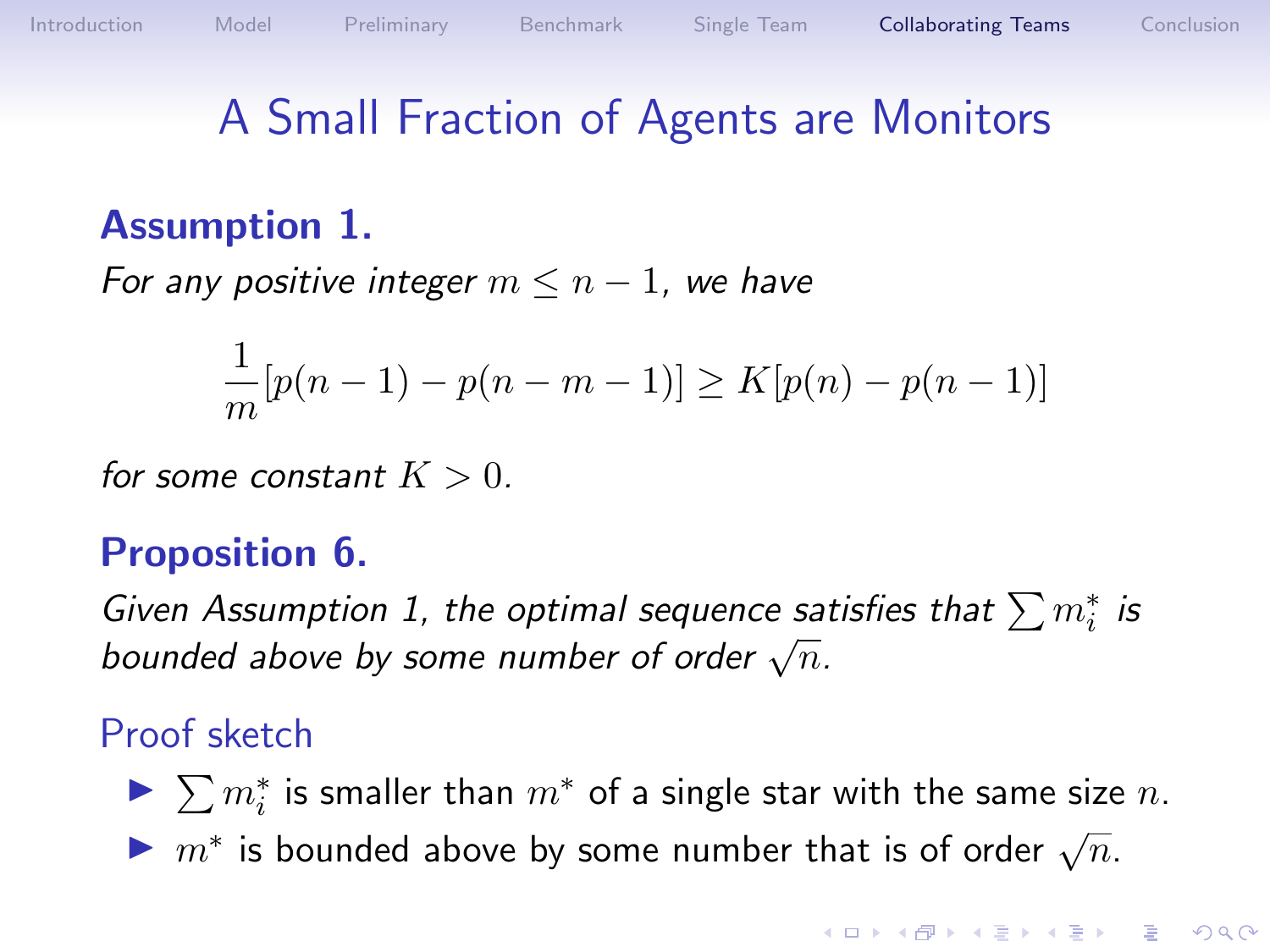# A Small Fraction of Agents are Monitors

**Assumption 1.**

*For any positive integer $m \leq n-1$, we have*

$$\frac{1}{m}[p(n-1) - p(n-m-1)] \geq K[p(n) - p(n-1)]$$

*for some constant $K > 0$.*

**Proposition 6.**

*Given Assumption 1, the optimal sequence satisfies that $\sum m_i^*$ is bounded above by some number of order $\sqrt{n}$.*

### Proof sketch

- $\sum m_i^*$ is smaller than $m^*$ of a single star with the same size $n$.
- $m^*$ is bounded above by some number that is of order $\sqrt{n}$.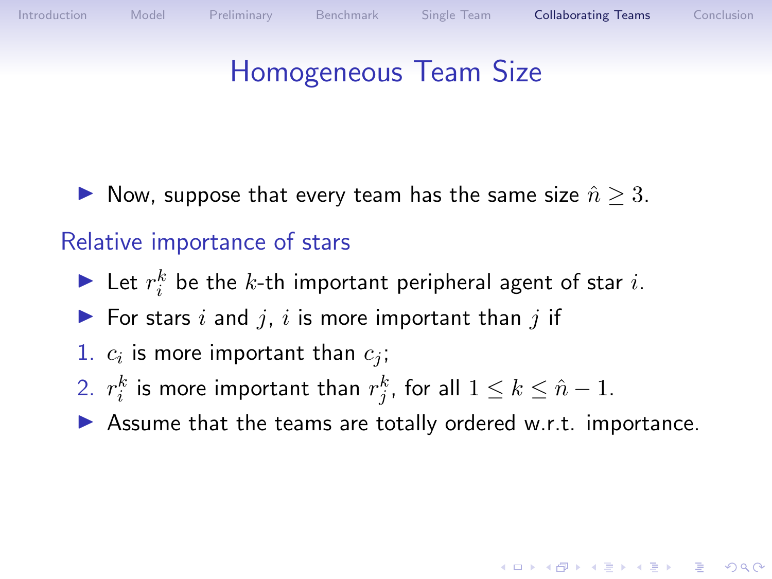# Homogeneous Team Size

- Now, suppose that every team has the same size $\hat{n} \geq 3$.

## Relative importance of stars

- Let $r_i^k$ be the $k$-th important peripheral agent of star $i$.
- For stars $i$ and $j$, $i$ is more important than $j$ if

1. $c_i$ is more important than $c_j$;
2. $r_i^k$ is more important than $r_j^k$, for all $1 \leq k \leq \hat{n} - 1$.

- Assume that the teams are totally ordered w.r.t. importance.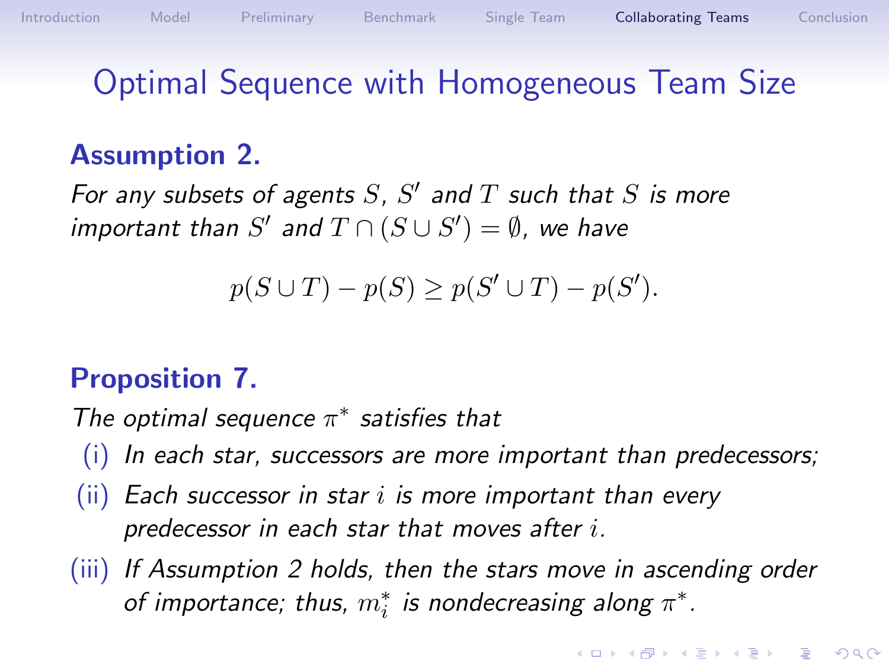# Optimal Sequence with Homogeneous Team Size

**Assumption 2.**

*For any subsets of agents $S$, $S'$ and $T$ such that $S$ is more important than $S'$ and $T \cap (S \cup S') = \emptyset$, we have*

$$p(S \cup T) - p(S) \geq p(S' \cup T) - p(S').$$

**Proposition 7.**

*The optimal sequence $\pi^*$ satisfies that*

(i) *In each star, successors are more important than predecessors;*

(ii) *Each successor in star $i$ is more important than every predecessor in each star that moves after $i$.*

(iii) *If Assumption 2 holds, then the stars move in ascending order of importance; thus, $m_i^*$ is nondecreasing along $\pi^*$.*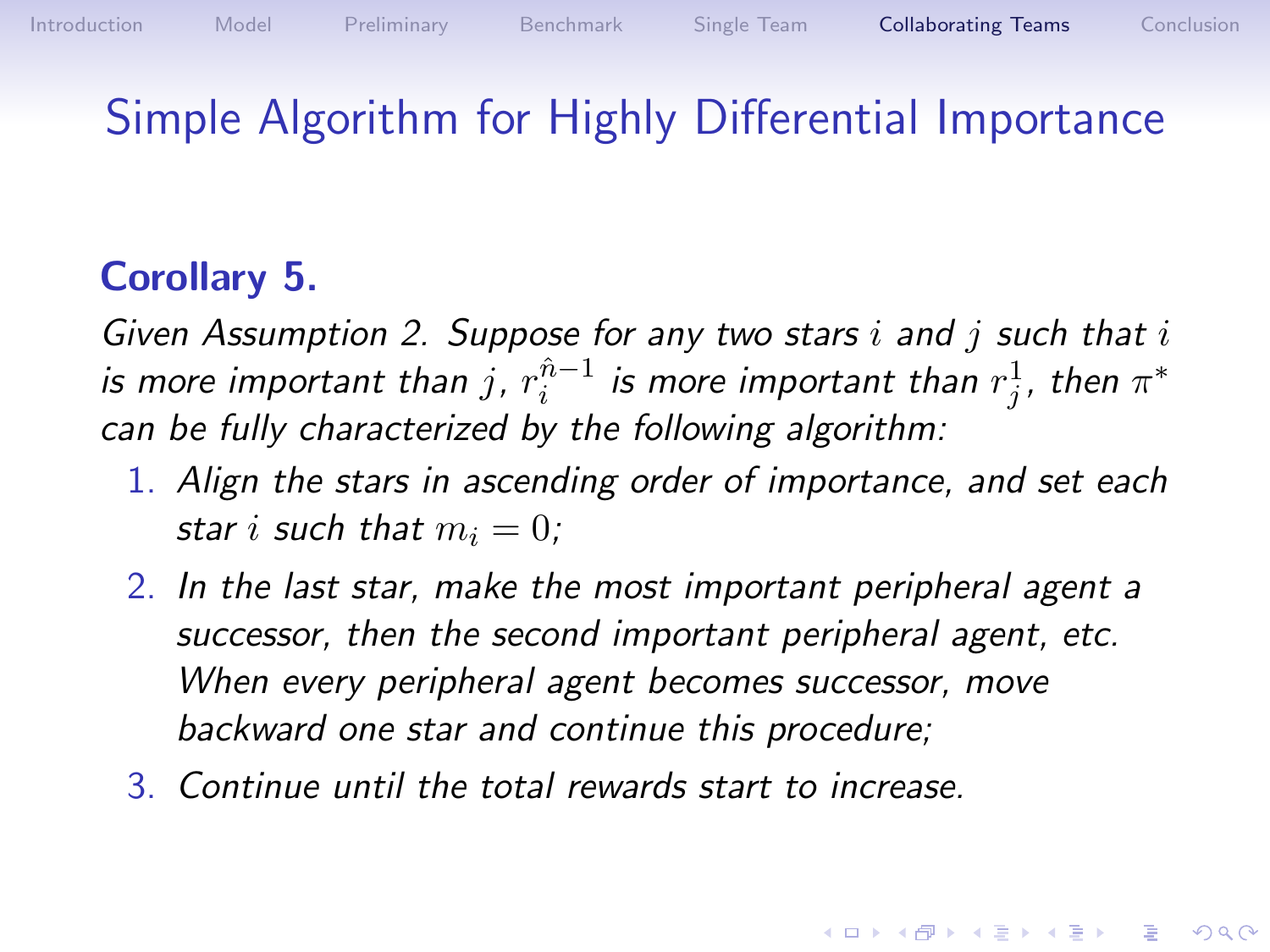# Simple Algorithm for Highly Differential Importance

**Corollary 5.**

*Given Assumption 2. Suppose for any two stars $i$ and $j$ such that $i$ is more important than $j$, $r_i^{\hat{n}-1}$ is more important than $r_j^1$, then $\pi^*$ can be fully characterized by the following algorithm:*

1. *Align the stars in ascending order of importance, and set each star $i$ such that $m_i = 0$;*
2. *In the last star, make the most important peripheral agent a successor, then the second important peripheral agent, etc. When every peripheral agent becomes successor, move backward one star and continue this procedure;*
3. *Continue until the total rewards start to increase.*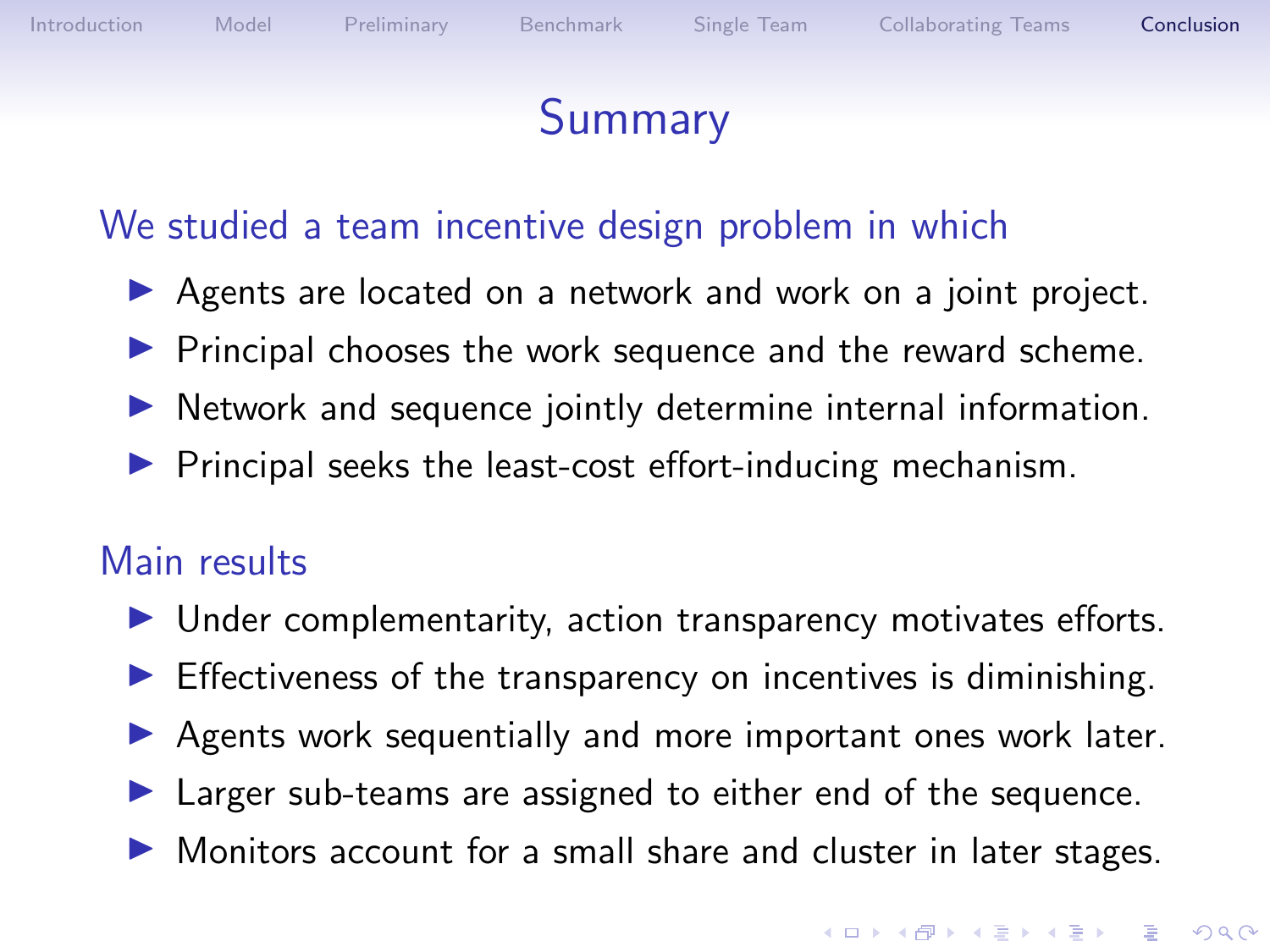# Summary

## We studied a team incentive design problem in which

- Agents are located on a network and work on a joint project.
- Principal chooses the work sequence and the reward scheme.
- Network and sequence jointly determine internal information.
- Principal seeks the least-cost effort-inducing mechanism.

## Main results

- Under complementarity, action transparency motivates efforts.
- Effectiveness of the transparency on incentives is diminishing.
- Agents work sequentially and more important ones work later.
- Larger sub-teams are assigned to either end of the sequence.
- Monitors account for a small share and cluster in later stages.